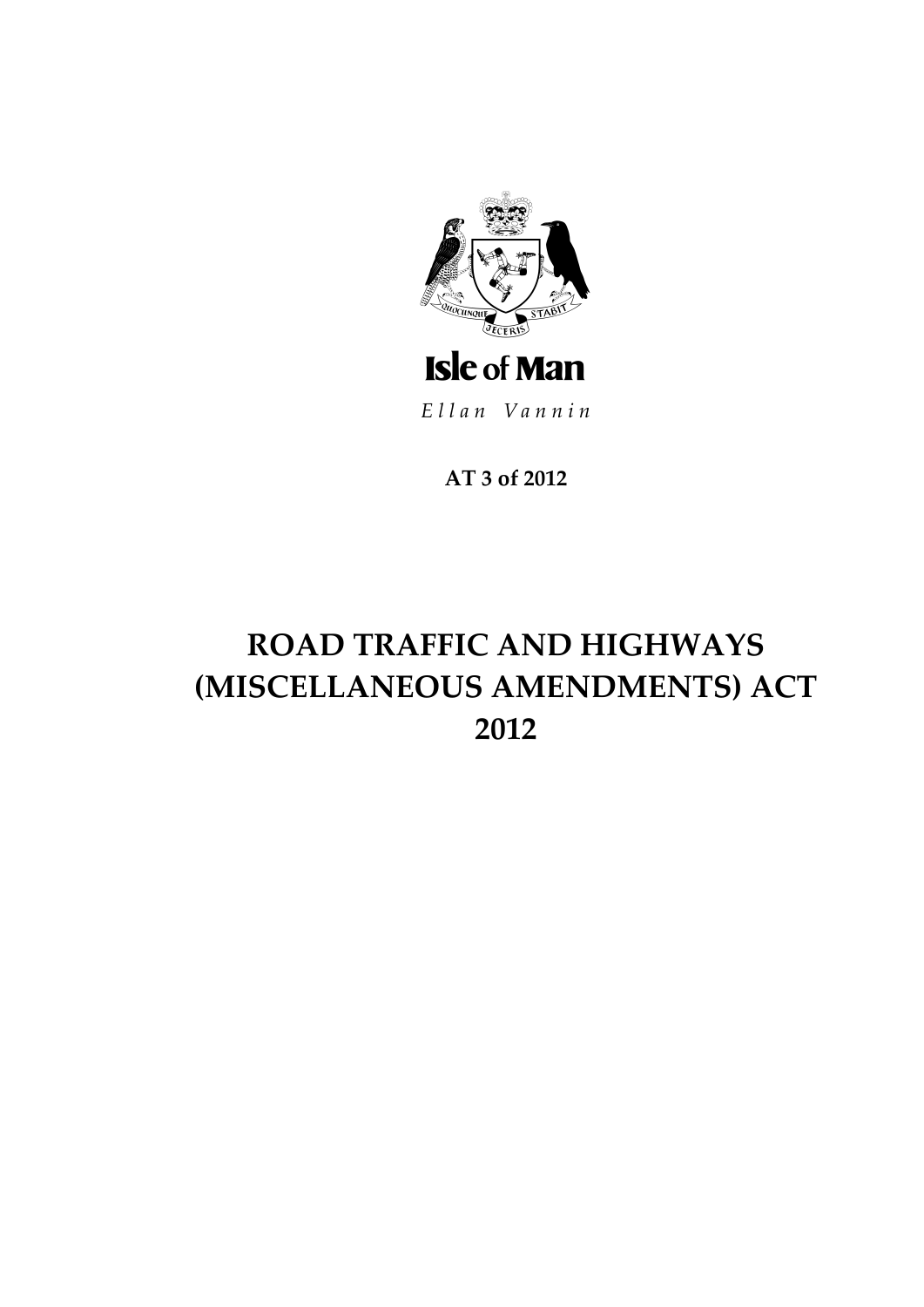Isle of Man

*Ellan Vannin*

**AT 3 of 2012**

# ROAD TRAFFIC AND HIGHWAYS (MISCELLANEOUS AMENDMENTS) ACT 2012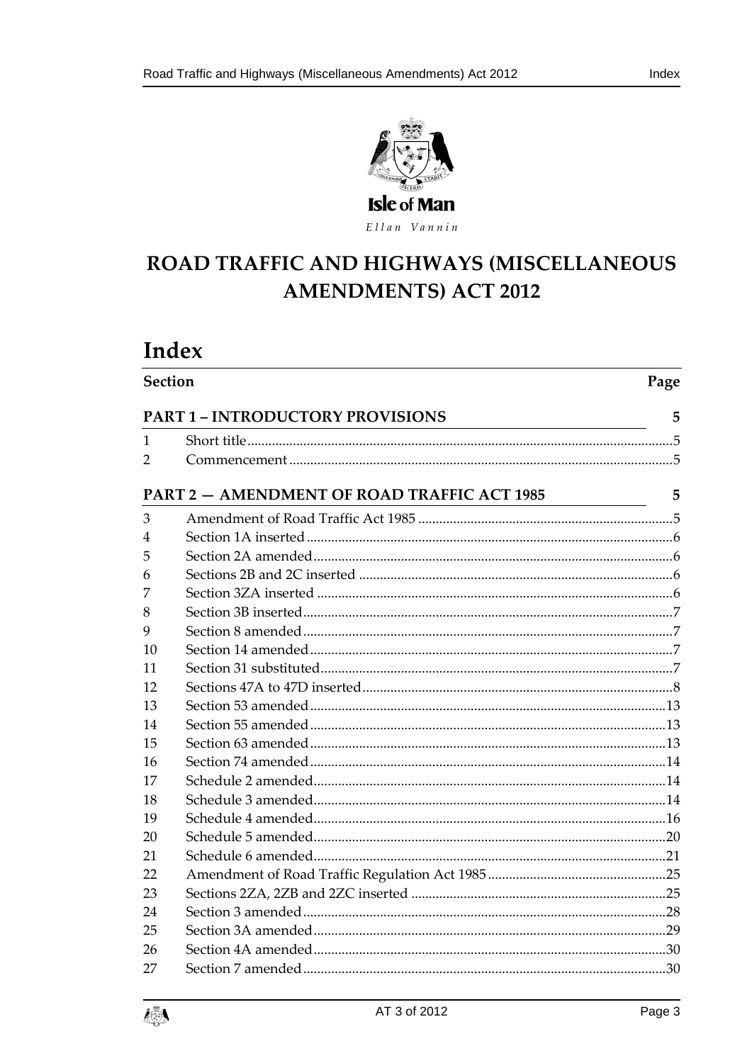Isle of Man

*Ellan Vannin*

# ROAD TRAFFIC AND HIGHWAYS (MISCELLANEOUS AMENDMENTS) ACT 2012

## Index

| Section | | Page |
|---|---|---|
| **PART 1 – INTRODUCTORY PROVISIONS** | | **5** |
| 1 | Short title | 5 |
| 2 | Commencement | 5 |
| **PART 2 — AMENDMENT OF ROAD TRAFFIC ACT 1985** | | **5** |
| 3 | Amendment of Road Traffic Act 1985 | 5 |
| 4 | Section 1A inserted | 6 |
| 5 | Section 2A amended | 6 |
| 6 | Sections 2B and 2C inserted | 6 |
| 7 | Section 3ZA inserted | 6 |
| 8 | Section 3B inserted | 7 |
| 9 | Section 8 amended | 7 |
| 10 | Section 14 amended | 7 |
| 11 | Section 31 substituted | 7 |
| 12 | Sections 47A to 47D inserted | 8 |
| 13 | Section 53 amended | 13 |
| 14 | Section 55 amended | 13 |
| 15 | Section 63 amended | 13 |
| 16 | Section 74 amended | 14 |
| 17 | Schedule 2 amended | 14 |
| 18 | Schedule 3 amended | 14 |
| 19 | Schedule 4 amended | 16 |
| 20 | Schedule 5 amended | 20 |
| 21 | Schedule 6 amended | 21 |
| 22 | Amendment of Road Traffic Regulation Act 1985 | 25 |
| 23 | Sections 2ZA, 2ZB and 2ZC inserted | 25 |
| 24 | Section 3 amended | 28 |
| 25 | Section 3A amended | 29 |
| 26 | Section 4A amended | 30 |
| 27 | Section 7 amended | 30 |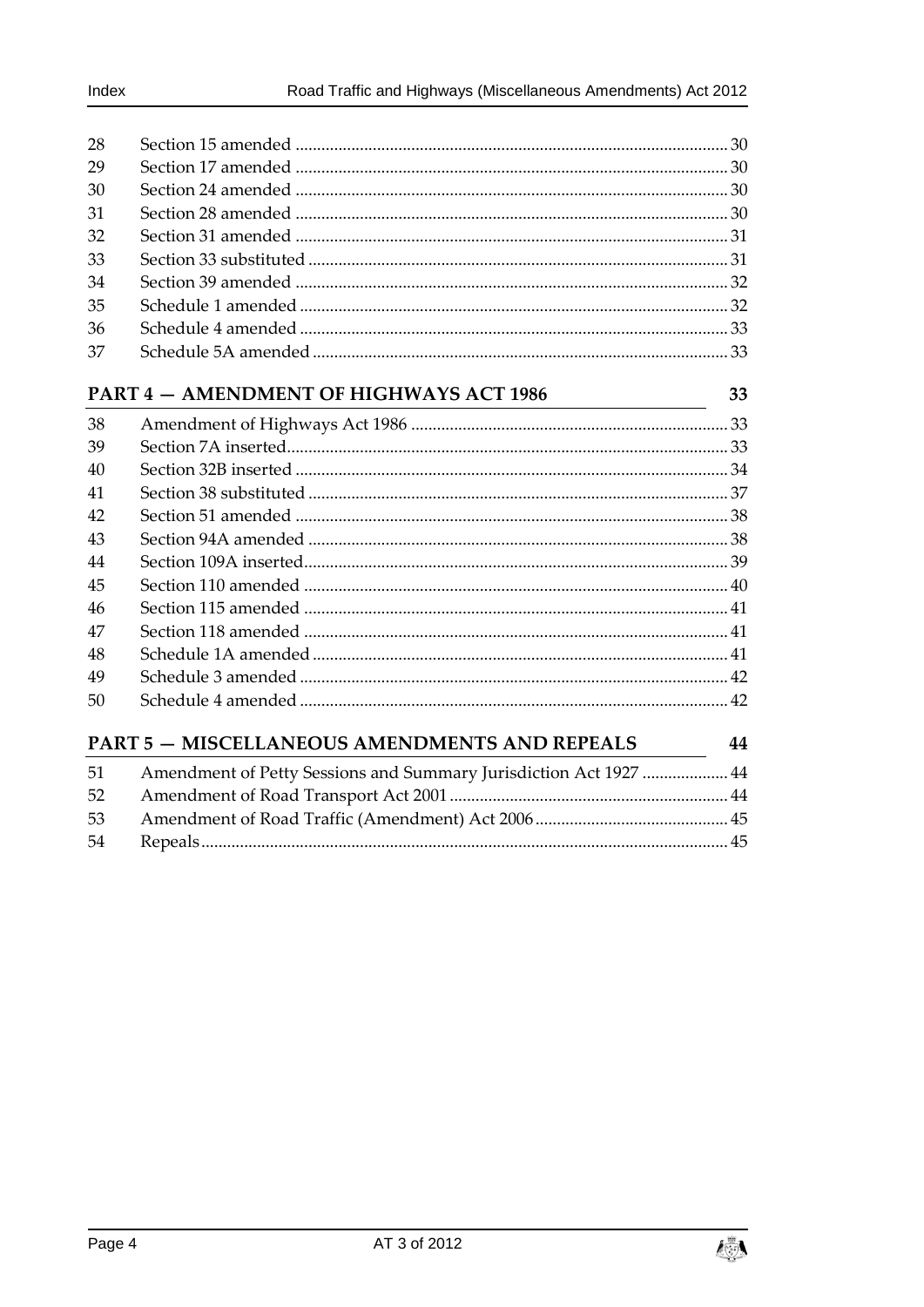| | | |
|---|---|---|
| 28 | Section 15 amended | 30 |
| 29 | Section 17 amended | 30 |
| 30 | Section 24 amended | 30 |
| 31 | Section 28 amended | 30 |
| 32 | Section 31 amended | 31 |
| 33 | Section 33 substituted | 31 |
| 34 | Section 39 amended | 32 |
| 35 | Schedule 1 amended | 32 |
| 36 | Schedule 4 amended | 33 |
| 37 | Schedule 5A amended | 33 |

## PART 4 — AMENDMENT OF HIGHWAYS ACT 1986 — 33

| | | |
|---|---|---|
| 38 | Amendment of Highways Act 1986 | 33 |
| 39 | Section 7A inserted | 33 |
| 40 | Section 32B inserted | 34 |
| 41 | Section 38 substituted | 37 |
| 42 | Section 51 amended | 38 |
| 43 | Section 94A amended | 38 |
| 44 | Section 109A inserted | 39 |
| 45 | Section 110 amended | 40 |
| 46 | Section 115 amended | 41 |
| 47 | Section 118 amended | 41 |
| 48 | Schedule 1A amended | 41 |
| 49 | Schedule 3 amended | 42 |
| 50 | Schedule 4 amended | 42 |

## PART 5 — MISCELLANEOUS AMENDMENTS AND REPEALS — 44

| | | |
|---|---|---|
| 51 | Amendment of Petty Sessions and Summary Jurisdiction Act 1927 | 44 |
| 52 | Amendment of Road Transport Act 2001 | 44 |
| 53 | Amendment of Road Traffic (Amendment) Act 2006 | 45 |
| 54 | Repeals | 45 |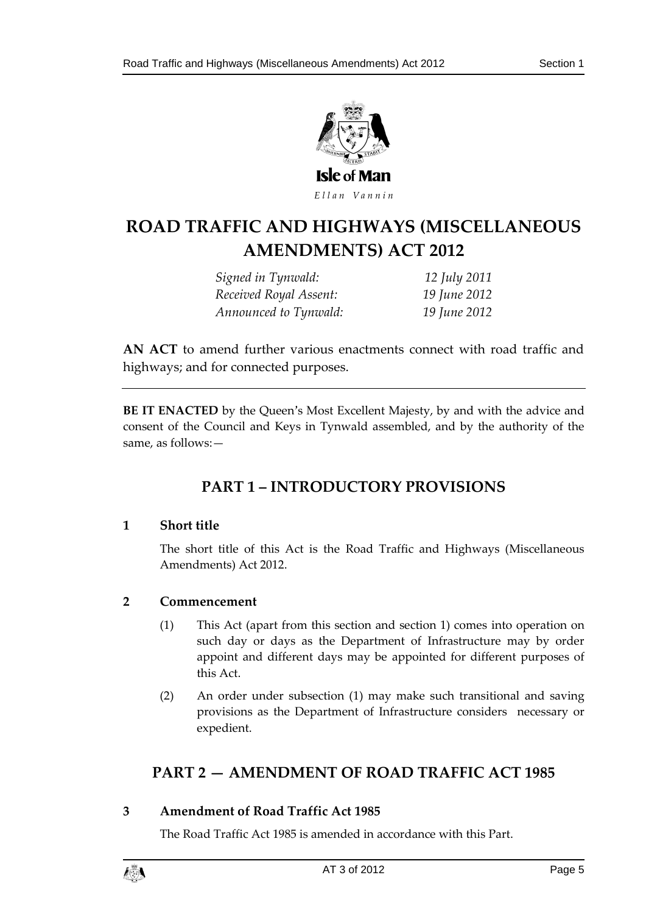Isle of Man

*Ellan Vannin*

# ROAD TRAFFIC AND HIGHWAYS (MISCELLANEOUS AMENDMENTS) ACT 2012

| | |
|---|---|
| *Signed in Tynwald:* | *12 July 2011* |
| *Received Royal Assent:* | *19 June 2012* |
| *Announced to Tynwald:* | *19 June 2012* |

**AN ACT** to amend further various enactments connect with road traffic and highways; and for connected purposes.

---

**BE IT ENACTED** by the Queen's Most Excellent Majesty, by and with the advice and consent of the Council and Keys in Tynwald assembled, and by the authority of the same, as follows:—

## PART 1 – INTRODUCTORY PROVISIONS

### 1 Short title

The short title of this Act is the Road Traffic and Highways (Miscellaneous Amendments) Act 2012.

### 2 Commencement

(1) This Act (apart from this section and section 1) comes into operation on such day or days as the Department of Infrastructure may by order appoint and different days may be appointed for different purposes of this Act.

(2) An order under subsection (1) may make such transitional and saving provisions as the Department of Infrastructure considers necessary or expedient.

## PART 2 — AMENDMENT OF ROAD TRAFFIC ACT 1985

### 3 Amendment of Road Traffic Act 1985

The Road Traffic Act 1985 is amended in accordance with this Part.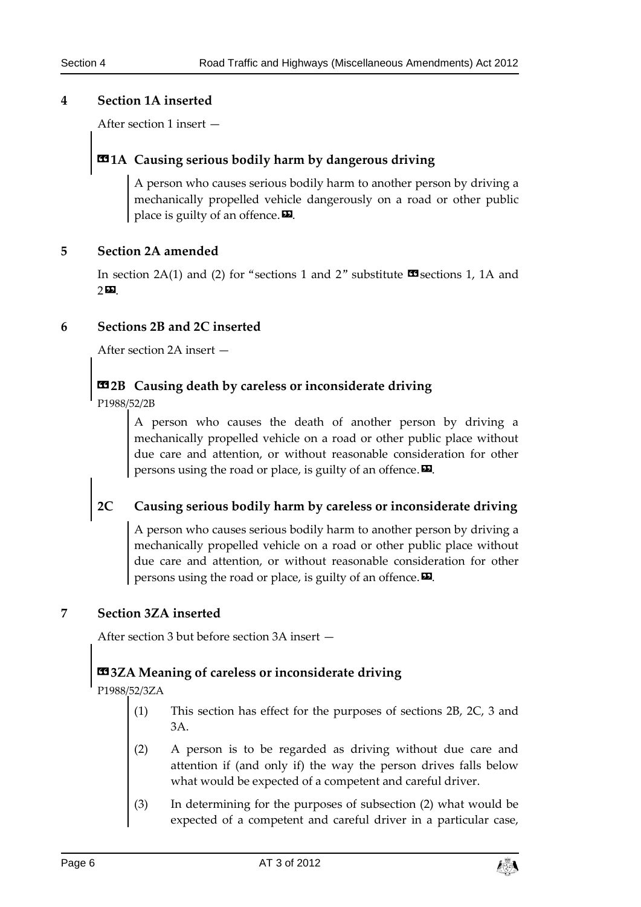## 4 Section 1A inserted

After section 1 insert —

### «1A Causing serious bodily harm by dangerous driving

A person who causes serious bodily harm to another person by driving a mechanically propelled vehicle dangerously on a road or other public place is guilty of an offence.».

## 5 Section 2A amended

In section 2A(1) and (2) for "sections 1 and 2" substitute «sections 1, 1A and 2».

## 6 Sections 2B and 2C inserted

After section 2A insert —

### «2B Causing death by careless or inconsiderate driving

P1988/52/2B

A person who causes the death of another person by driving a mechanically propelled vehicle on a road or other public place without due care and attention, or without reasonable consideration for other persons using the road or place, is guilty of an offence.».

### 2C Causing serious bodily harm by careless or inconsiderate driving

A person who causes serious bodily harm to another person by driving a mechanically propelled vehicle on a road or other public place without due care and attention, or without reasonable consideration for other persons using the road or place, is guilty of an offence.».

## 7 Section 3ZA inserted

After section 3 but before section 3A insert —

### «3ZA Meaning of careless or inconsiderate driving

P1988/52/3ZA

(1) This section has effect for the purposes of sections 2B, 2C, 3 and 3A.

(2) A person is to be regarded as driving without due care and attention if (and only if) the way the person drives falls below what would be expected of a competent and careful driver.

(3) In determining for the purposes of subsection (2) what would be expected of a competent and careful driver in a particular case,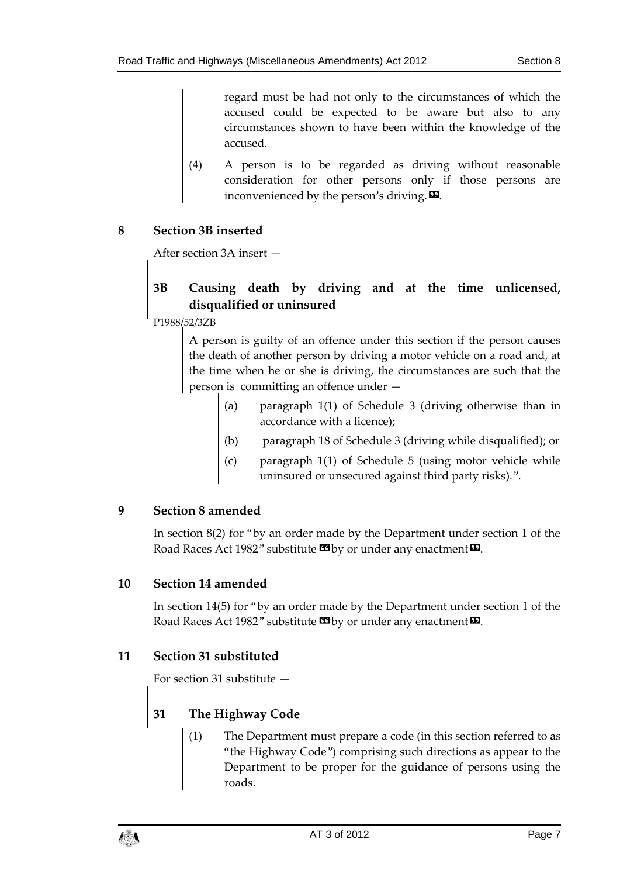regard must be had not only to the circumstances of which the accused could be expected to be aware but also to any circumstances shown to have been within the knowledge of the accused.

(4) A person is to be regarded as driving without reasonable consideration for other persons only if those persons are inconvenienced by the person's driving.».

## 8 Section 3B inserted

After section 3A insert —

### 3B Causing death by driving and at the time unlicensed, disqualified or uninsured

P1988/52/3ZB

A person is guilty of an offence under this section if the person causes the death of another person by driving a motor vehicle on a road and, at the time when he or she is driving, the circumstances are such that the person is committing an offence under —

(a) paragraph 1(1) of Schedule 3 (driving otherwise than in accordance with a licence);

(b) paragraph 18 of Schedule 3 (driving while disqualified); or

(c) paragraph 1(1) of Schedule 5 (using motor vehicle while uninsured or unsecured against third party risks).".

## 9 Section 8 amended

In section 8(2) for "by an order made by the Department under section 1 of the Road Races Act 1982" substitute «by or under any enactment».

## 10 Section 14 amended

In section 14(5) for "by an order made by the Department under section 1 of the Road Races Act 1982" substitute «by or under any enactment».

## 11 Section 31 substituted

For section 31 substitute —

### 31 The Highway Code

(1) The Department must prepare a code (in this section referred to as "the Highway Code") comprising such directions as appear to the Department to be proper for the guidance of persons using the roads.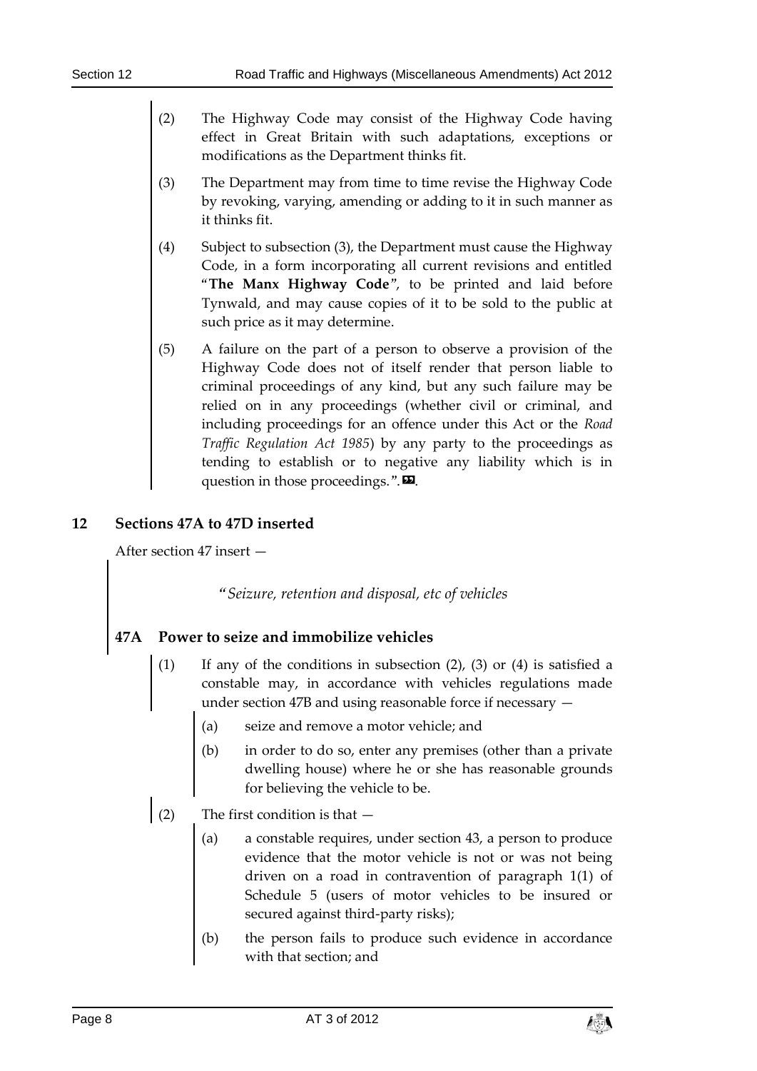(2) The Highway Code may consist of the Highway Code having effect in Great Britain with such adaptations, exceptions or modifications as the Department thinks fit.

(3) The Department may from time to time revise the Highway Code by revoking, varying, amending or adding to it in such manner as it thinks fit.

(4) Subject to subsection (3), the Department must cause the Highway Code, in a form incorporating all current revisions and entitled "**The Manx Highway Code**", to be printed and laid before Tynwald, and may cause copies of it to be sold to the public at such price as it may determine.

(5) A failure on the part of a person to observe a provision of the Highway Code does not of itself render that person liable to criminal proceedings of any kind, but any such failure may be relied on in any proceedings (whether civil or criminal, and including proceedings for an offence under this Act or the *Road Traffic Regulation Act 1985*) by any party to the proceedings as tending to establish or to negative any liability which is in question in those proceedings.".

## 12 Sections 47A to 47D inserted

After section 47 insert —

*"Seizure, retention and disposal, etc of vehicles*

### 47A Power to seize and immobilize vehicles

(1) If any of the conditions in subsection (2), (3) or (4) is satisfied a constable may, in accordance with vehicles regulations made under section 47B and using reasonable force if necessary —

(a) seize and remove a motor vehicle; and

(b) in order to do so, enter any premises (other than a private dwelling house) where he or she has reasonable grounds for believing the vehicle to be.

(2) The first condition is that —

(a) a constable requires, under section 43, a person to produce evidence that the motor vehicle is not or was not being driven on a road in contravention of paragraph 1(1) of Schedule 5 (users of motor vehicles to be insured or secured against third-party risks);

(b) the person fails to produce such evidence in accordance with that section; and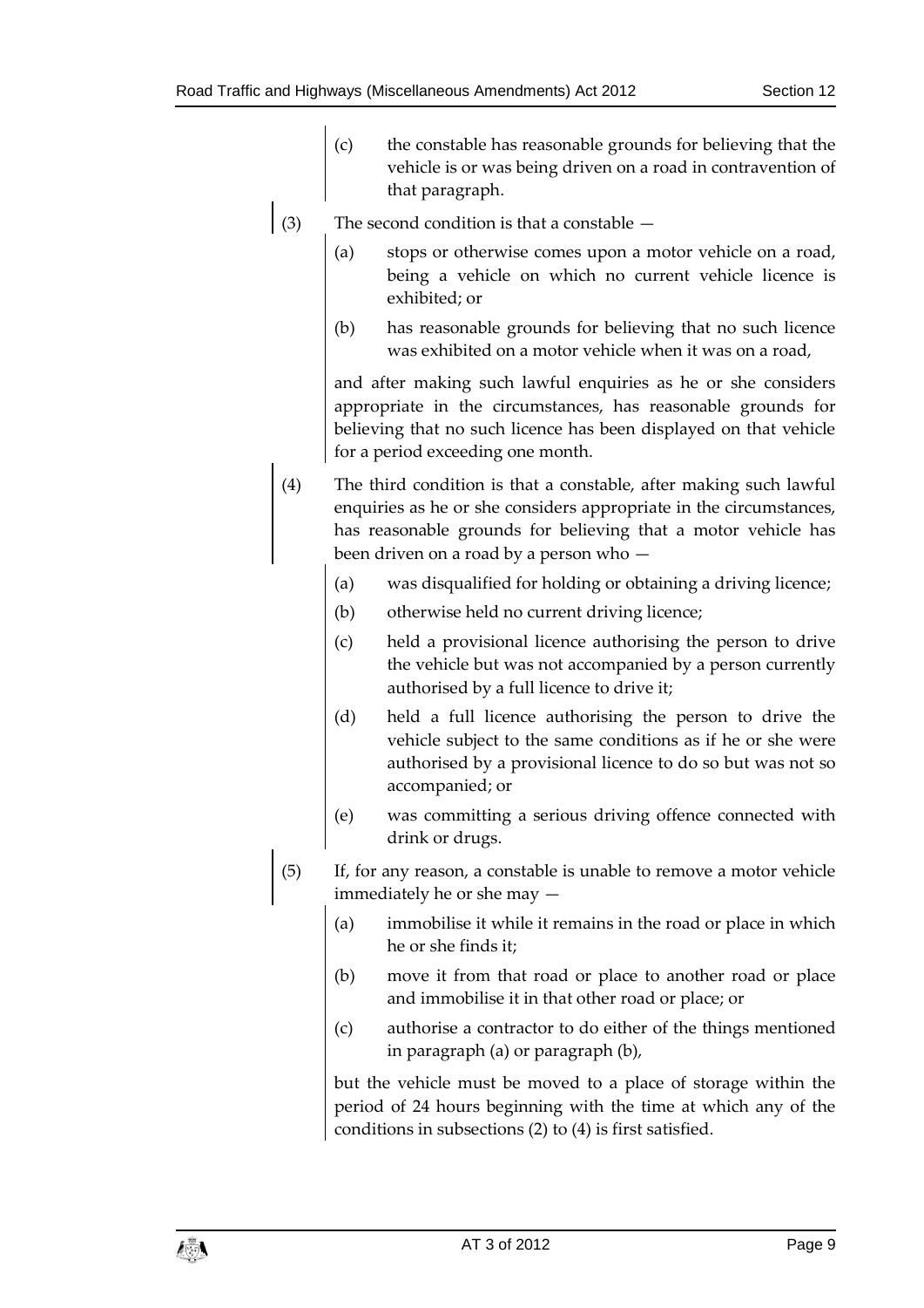(c) the constable has reasonable grounds for believing that the vehicle is or was being driven on a road in contravention of that paragraph.

(3) The second condition is that a constable —

(a) stops or otherwise comes upon a motor vehicle on a road, being a vehicle on which no current vehicle licence is exhibited; or

(b) has reasonable grounds for believing that no such licence was exhibited on a motor vehicle when it was on a road,

and after making such lawful enquiries as he or she considers appropriate in the circumstances, has reasonable grounds for believing that no such licence has been displayed on that vehicle for a period exceeding one month.

(4) The third condition is that a constable, after making such lawful enquiries as he or she considers appropriate in the circumstances, has reasonable grounds for believing that a motor vehicle has been driven on a road by a person who —

(a) was disqualified for holding or obtaining a driving licence;

(b) otherwise held no current driving licence;

(c) held a provisional licence authorising the person to drive the vehicle but was not accompanied by a person currently authorised by a full licence to drive it;

(d) held a full licence authorising the person to drive the vehicle subject to the same conditions as if he or she were authorised by a provisional licence to do so but was not so accompanied; or

(e) was committing a serious driving offence connected with drink or drugs.

(5) If, for any reason, a constable is unable to remove a motor vehicle immediately he or she may —

(a) immobilise it while it remains in the road or place in which he or she finds it;

(b) move it from that road or place to another road or place and immobilise it in that other road or place; or

(c) authorise a contractor to do either of the things mentioned in paragraph (a) or paragraph (b),

but the vehicle must be moved to a place of storage within the period of 24 hours beginning with the time at which any of the conditions in subsections (2) to (4) is first satisfied.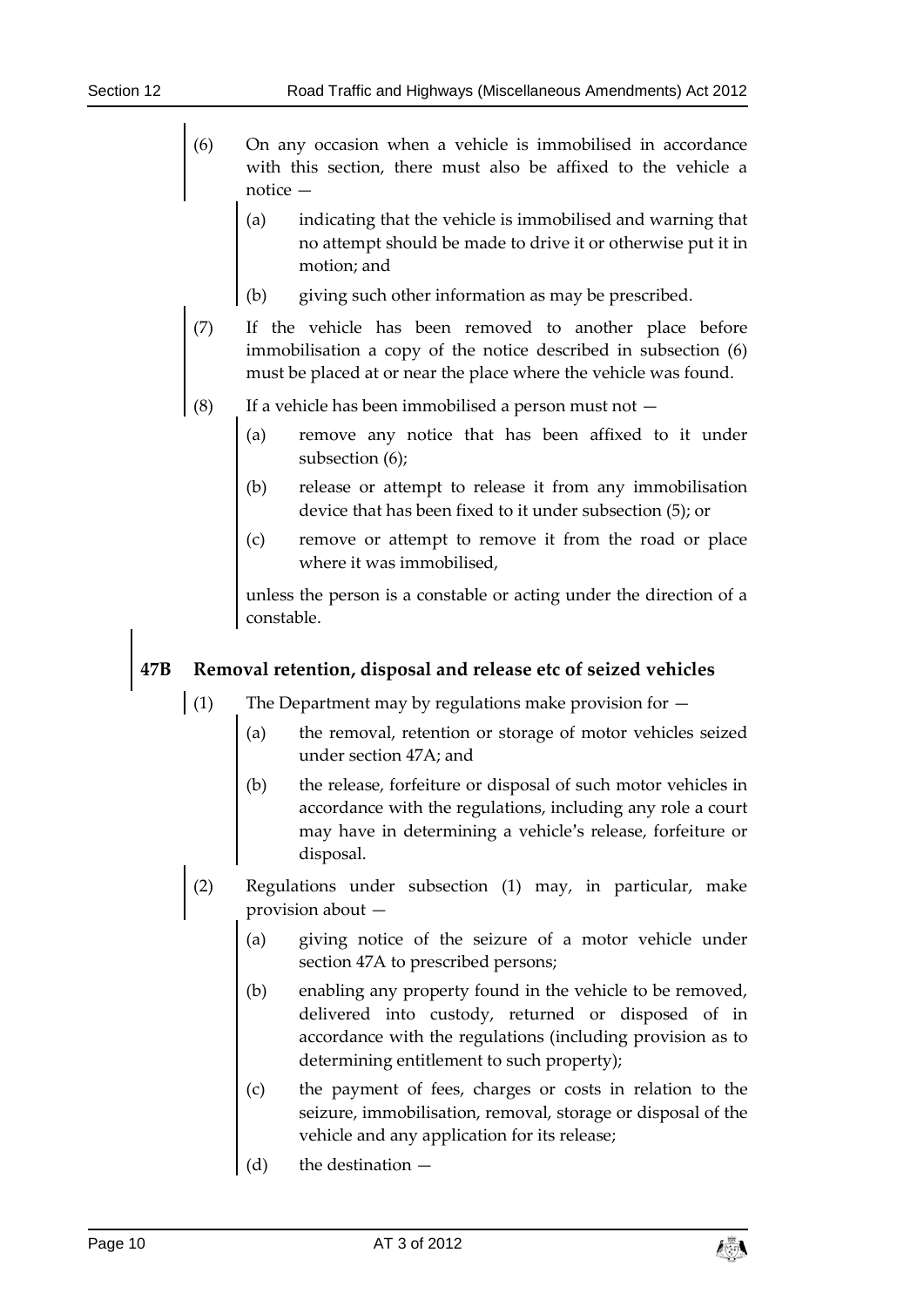(6) On any occasion when a vehicle is immobilised in accordance with this section, there must also be affixed to the vehicle a notice —

(a) indicating that the vehicle is immobilised and warning that no attempt should be made to drive it or otherwise put it in motion; and

(b) giving such other information as may be prescribed.

(7) If the vehicle has been removed to another place before immobilisation a copy of the notice described in subsection (6) must be placed at or near the place where the vehicle was found.

(8) If a vehicle has been immobilised a person must not —

(a) remove any notice that has been affixed to it under subsection (6);

(b) release or attempt to release it from any immobilisation device that has been fixed to it under subsection (5); or

(c) remove or attempt to remove it from the road or place where it was immobilised,

unless the person is a constable or acting under the direction of a constable.

## 47B Removal retention, disposal and release etc of seized vehicles

(1) The Department may by regulations make provision for —

(a) the removal, retention or storage of motor vehicles seized under section 47A; and

(b) the release, forfeiture or disposal of such motor vehicles in accordance with the regulations, including any role a court may have in determining a vehicle's release, forfeiture or disposal.

(2) Regulations under subsection (1) may, in particular, make provision about —

(a) giving notice of the seizure of a motor vehicle under section 47A to prescribed persons;

(b) enabling any property found in the vehicle to be removed, delivered into custody, returned or disposed of in accordance with the regulations (including provision as to determining entitlement to such property);

(c) the payment of fees, charges or costs in relation to the seizure, immobilisation, removal, storage or disposal of the vehicle and any application for its release;

(d) the destination —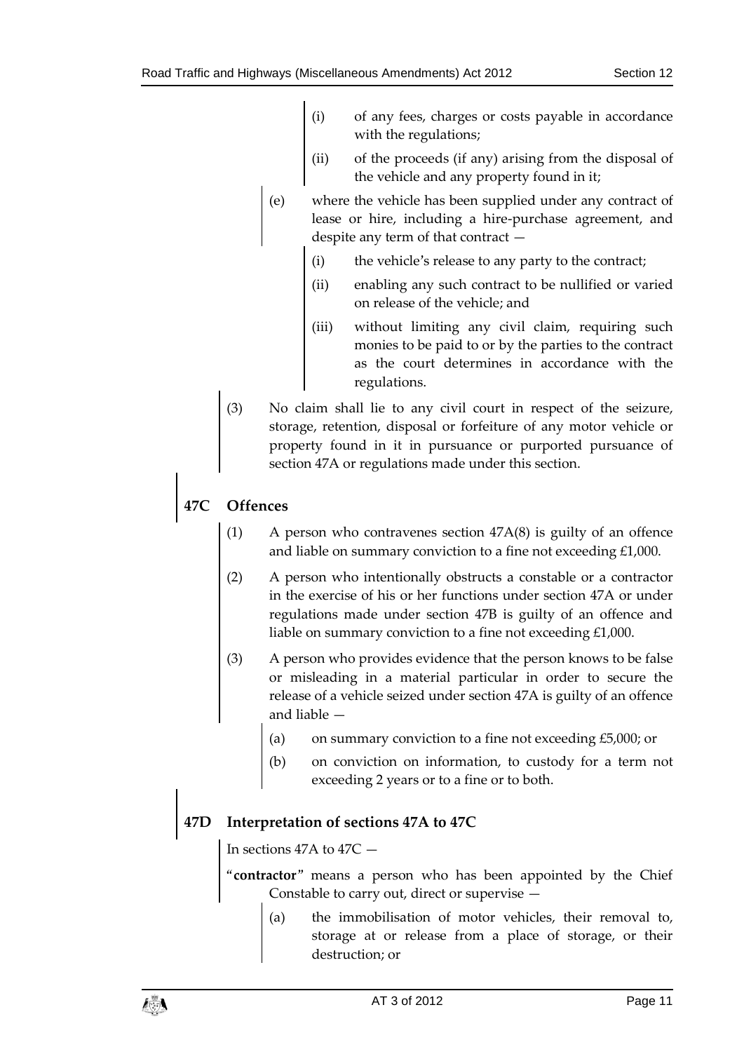(i) of any fees, charges or costs payable in accordance with the regulations;

(ii) of the proceeds (if any) arising from the disposal of the vehicle and any property found in it;

(e) where the vehicle has been supplied under any contract of lease or hire, including a hire-purchase agreement, and despite any term of that contract —

(i) the vehicle's release to any party to the contract;

(ii) enabling any such contract to be nullified or varied on release of the vehicle; and

(iii) without limiting any civil claim, requiring such monies to be paid to or by the parties to the contract as the court determines in accordance with the regulations.

(3) No claim shall lie to any civil court in respect of the seizure, storage, retention, disposal or forfeiture of any motor vehicle or property found in it in pursuance or purported pursuance of section 47A or regulations made under this section.

## 47C Offences

(1) A person who contravenes section 47A(8) is guilty of an offence and liable on summary conviction to a fine not exceeding £1,000.

(2) A person who intentionally obstructs a constable or a contractor in the exercise of his or her functions under section 47A or under regulations made under section 47B is guilty of an offence and liable on summary conviction to a fine not exceeding £1,000.

(3) A person who provides evidence that the person knows to be false or misleading in a material particular in order to secure the release of a vehicle seized under section 47A is guilty of an offence and liable —

(a) on summary conviction to a fine not exceeding £5,000; or

(b) on conviction on information, to custody for a term not exceeding 2 years or to a fine or to both.

## 47D Interpretation of sections 47A to 47C

In sections 47A to 47C —

"**contractor**" means a person who has been appointed by the Chief Constable to carry out, direct or supervise —

(a) the immobilisation of motor vehicles, their removal to, storage at or release from a place of storage, or their destruction; or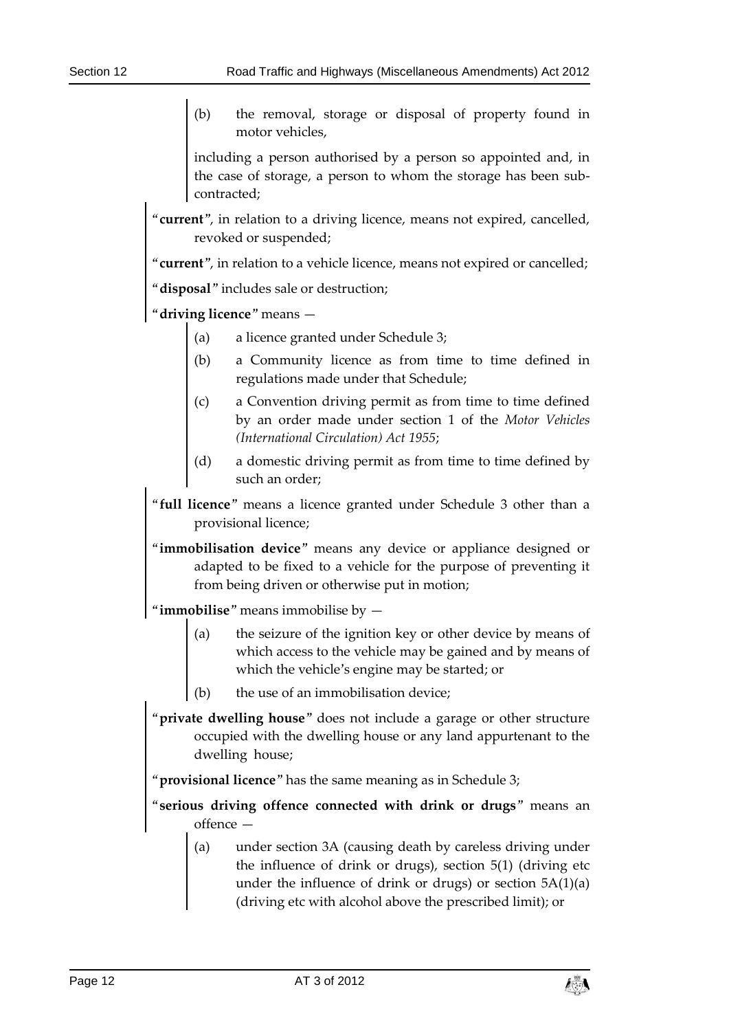(b) the removal, storage or disposal of property found in motor vehicles,

including a person authorised by a person so appointed and, in the case of storage, a person to whom the storage has been sub-contracted;

"**current**", in relation to a driving licence, means not expired, cancelled, revoked or suspended;

"**current**", in relation to a vehicle licence, means not expired or cancelled;

"**disposal**" includes sale or destruction;

"**driving licence**" means —

(a) a licence granted under Schedule 3;

(b) a Community licence as from time to time defined in regulations made under that Schedule;

(c) a Convention driving permit as from time to time defined by an order made under section 1 of the *Motor Vehicles (International Circulation) Act 1955*;

(d) a domestic driving permit as from time to time defined by such an order;

"**full licence**" means a licence granted under Schedule 3 other than a provisional licence;

"**immobilisation device**" means any device or appliance designed or adapted to be fixed to a vehicle for the purpose of preventing it from being driven or otherwise put in motion;

"**immobilise**" means immobilise by —

(a) the seizure of the ignition key or other device by means of which access to the vehicle may be gained and by means of which the vehicle's engine may be started; or

(b) the use of an immobilisation device;

"**private dwelling house**" does not include a garage or other structure occupied with the dwelling house or any land appurtenant to the dwelling house;

"**provisional licence**" has the same meaning as in Schedule 3;

"**serious driving offence connected with drink or drugs**" means an offence —

(a) under section 3A (causing death by careless driving under the influence of drink or drugs), section 5(1) (driving etc under the influence of drink or drugs) or section 5A(1)(a) (driving etc with alcohol above the prescribed limit); or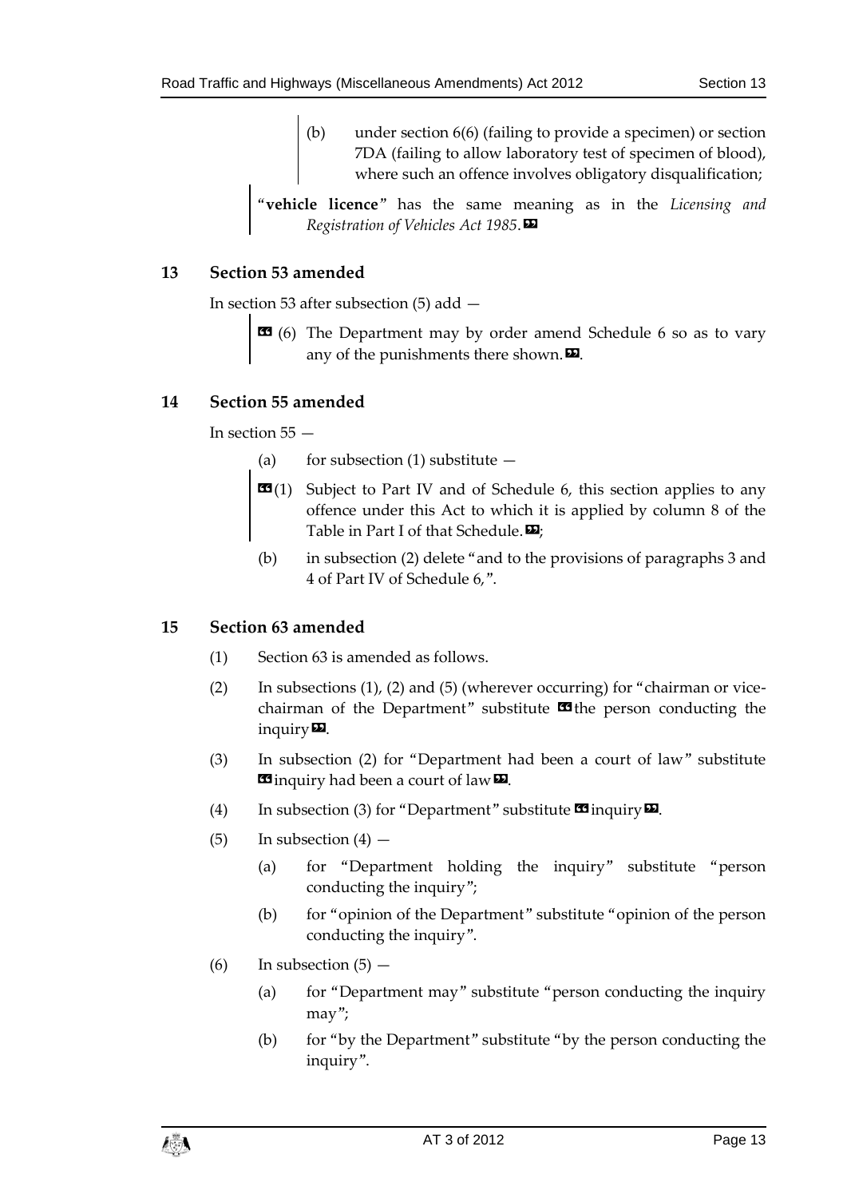(b) under section 6(6) (failing to provide a specimen) or section 7DA (failing to allow laboratory test of specimen of blood), where such an offence involves obligatory disqualification;

"**vehicle licence**" has the same meaning as in the *Licensing and Registration of Vehicles Act 1985*.»

## 13 Section 53 amended

In section 53 after subsection (5) add —

« (6) The Department may by order amend Schedule 6 so as to vary any of the punishments there shown.».

## 14 Section 55 amended

In section 55 —

(a) for subsection (1) substitute —

«(1) Subject to Part IV and of Schedule 6, this section applies to any offence under this Act to which it is applied by column 8 of the Table in Part I of that Schedule.»;

(b) in subsection (2) delete "and to the provisions of paragraphs 3 and 4 of Part IV of Schedule 6,".

## 15 Section 63 amended

(1) Section 63 is amended as follows.

(2) In subsections (1), (2) and (5) (wherever occurring) for "chairman or vice-chairman of the Department" substitute «the person conducting the inquiry».

(3) In subsection (2) for "Department had been a court of law" substitute «inquiry had been a court of law».

(4) In subsection (3) for "Department" substitute «inquiry».

(5) In subsection (4) —

(a) for "Department holding the inquiry" substitute "person conducting the inquiry";

(b) for "opinion of the Department" substitute "opinion of the person conducting the inquiry".

(6) In subsection (5) —

(a) for "Department may" substitute "person conducting the inquiry may";

(b) for "by the Department" substitute "by the person conducting the inquiry".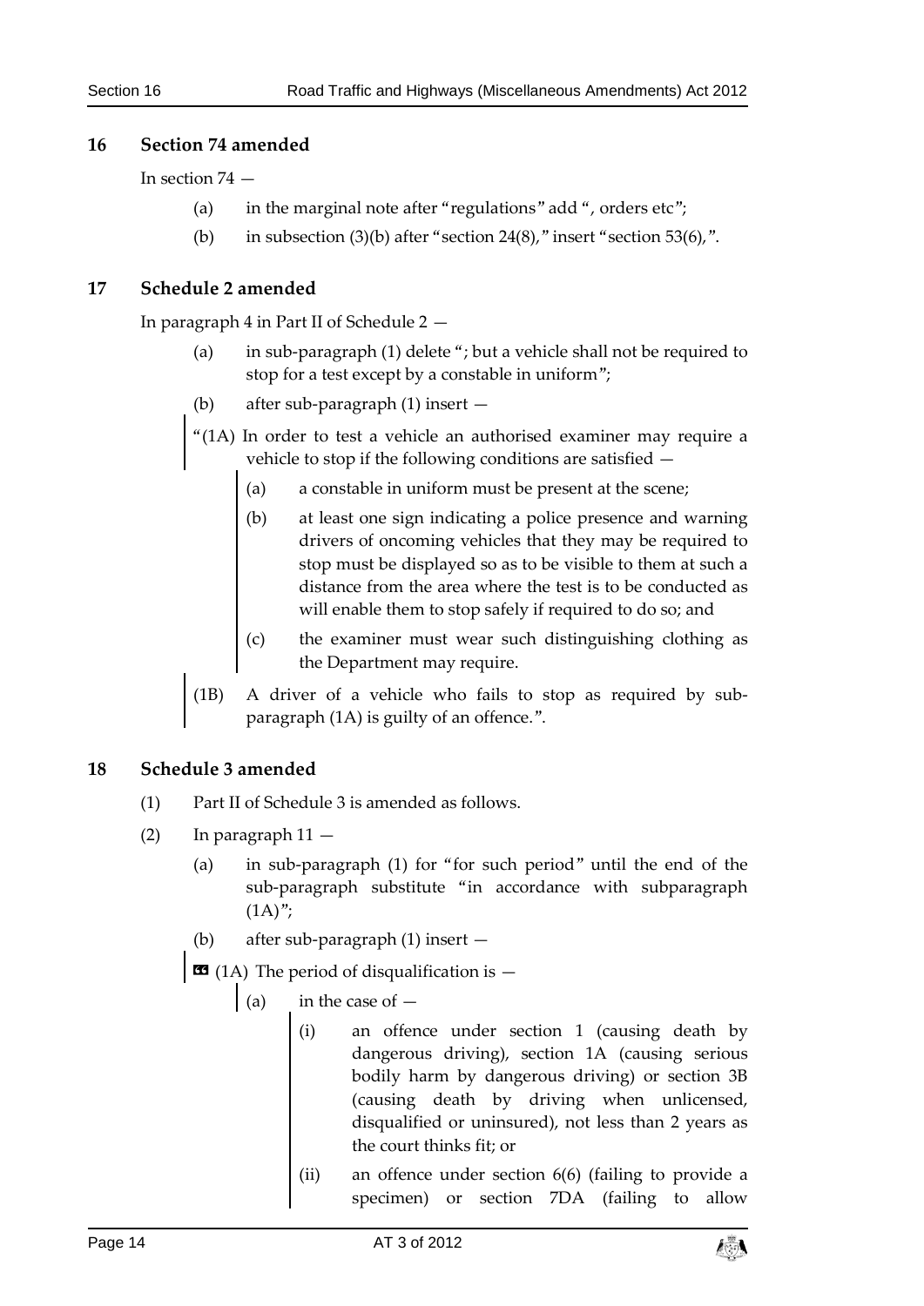### 16 Section 74 amended

In section 74 —

(a) in the marginal note after "regulations" add ", orders etc";

(b) in subsection (3)(b) after "section 24(8)," insert "section 53(6),".

### 17 Schedule 2 amended

In paragraph 4 in Part II of Schedule 2 —

(a) in sub-paragraph (1) delete "; but a vehicle shall not be required to stop for a test except by a constable in uniform";

(b) after sub-paragraph (1) insert —

"(1A) In order to test a vehicle an authorised examiner may require a vehicle to stop if the following conditions are satisfied —

(a) a constable in uniform must be present at the scene;

(b) at least one sign indicating a police presence and warning drivers of oncoming vehicles that they may be required to stop must be displayed so as to be visible to them at such a distance from the area where the test is to be conducted as will enable them to stop safely if required to do so; and

(c) the examiner must wear such distinguishing clothing as the Department may require.

(1B) A driver of a vehicle who fails to stop as required by sub-paragraph (1A) is guilty of an offence.".

### 18 Schedule 3 amended

(1) Part II of Schedule 3 is amended as follows.

(2) In paragraph 11 —

(a) in sub-paragraph (1) for "for such period" until the end of the sub-paragraph substitute "in accordance with subparagraph (1A)";

(b) after sub-paragraph (1) insert —

" (1A) The period of disqualification is —

(a) in the case of —

(i) an offence under section 1 (causing death by dangerous driving), section 1A (causing serious bodily harm by dangerous driving) or section 3B (causing death by driving when unlicensed, disqualified or uninsured), not less than 2 years as the court thinks fit; or

(ii) an offence under section 6(6) (failing to provide a specimen) or section 7DA (failing to allow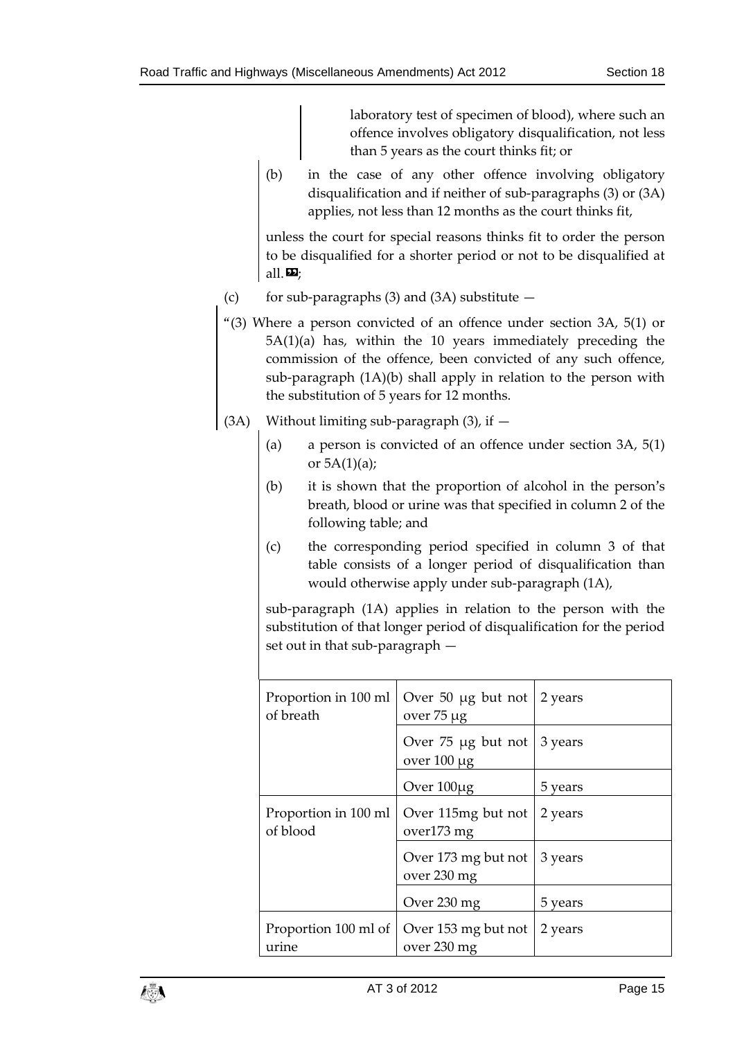laboratory test of specimen of blood), where such an offence involves obligatory disqualification, not less than 5 years as the court thinks fit; or

(b) in the case of any other offence involving obligatory disqualification and if neither of sub-paragraphs (3) or (3A) applies, not less than 12 months as the court thinks fit,

unless the court for special reasons thinks fit to order the person to be disqualified for a shorter period or not to be disqualified at all.»;

(c) for sub-paragraphs (3) and (3A) substitute —

"(3) Where a person convicted of an offence under section 3A, 5(1) or 5A(1)(a) has, within the 10 years immediately preceding the commission of the offence, been convicted of any such offence, sub-paragraph (1A)(b) shall apply in relation to the person with the substitution of 5 years for 12 months.

(3A) Without limiting sub-paragraph (3), if —

(a) a person is convicted of an offence under section 3A, 5(1) or 5A(1)(a);

(b) it is shown that the proportion of alcohol in the person's breath, blood or urine was that specified in column 2 of the following table; and

(c) the corresponding period specified in column 3 of that table consists of a longer period of disqualification than would otherwise apply under sub-paragraph (1A),

sub-paragraph (1A) applies in relation to the person with the substitution of that longer period of disqualification for the period set out in that sub-paragraph —

| | | |
|---|---|---|
| Proportion in 100 ml of breath | Over 50 μg but not over 75 μg | 2 years |
| | Over 75 μg but not over 100 μg | 3 years |
| | Over 100μg | 5 years |
| Proportion in 100 ml of blood | Over 115mg but not over173 mg | 2 years |
| | Over 173 mg but not over 230 mg | 3 years |
| | Over 230 mg | 5 years |
| Proportion 100 ml of urine | Over 153 mg but not over 230 mg | 2 years |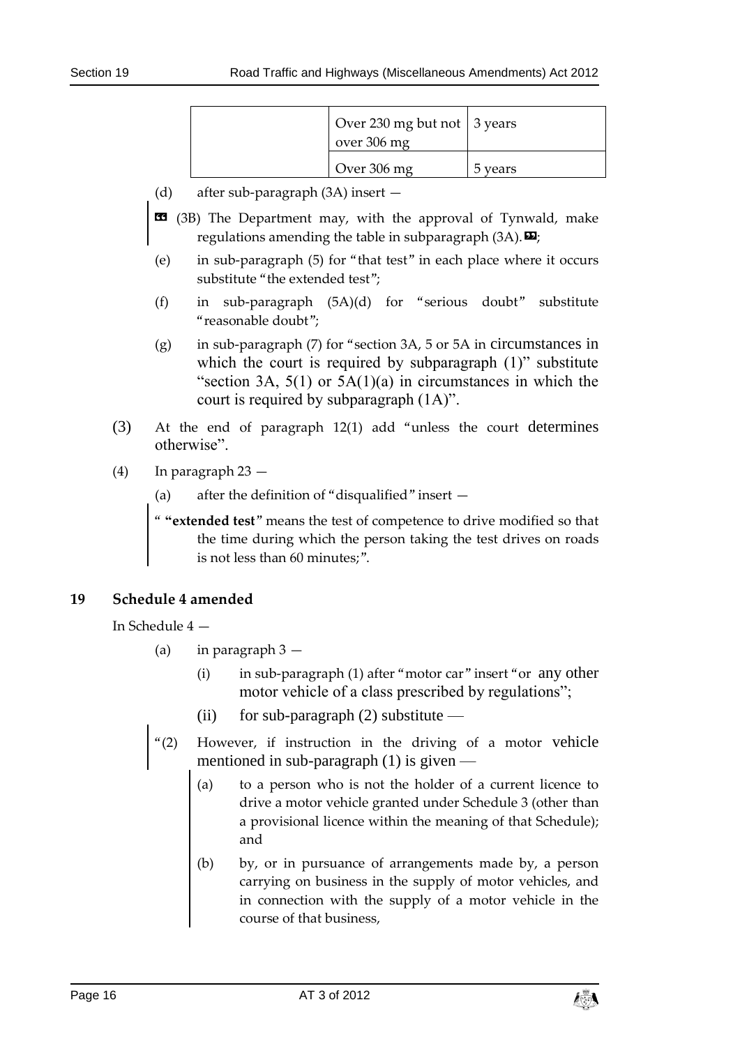| | | |
|---|---|---|
| | Over 230 mg but not over 306 mg | 3 years |
| | Over 306 mg | 5 years |

(d) after sub-paragraph (3A) insert —

❝ (3B) The Department may, with the approval of Tynwald, make regulations amending the table in subparagraph (3A). ❞;

(e) in sub-paragraph (5) for "that test" in each place where it occurs substitute "the extended test";

(f) in sub-paragraph (5A)(d) for "serious doubt" substitute "reasonable doubt";

(g) in sub-paragraph (7) for "section 3A, 5 or 5A in circumstances in which the court is required by subparagraph (1)" substitute "section 3A, 5(1) or 5A(1)(a) in circumstances in which the court is required by subparagraph (1A)".

(3) At the end of paragraph 12(1) add "unless the court determines otherwise".

(4) In paragraph 23 —

(a) after the definition of "disqualified" insert —

" **"extended test"** means the test of competence to drive modified so that the time during which the person taking the test drives on roads is not less than 60 minutes;".

## 19 Schedule 4 amended

In Schedule 4 —

(a) in paragraph 3 —

(i) in sub-paragraph (1) after "motor car" insert "or any other motor vehicle of a class prescribed by regulations";

(ii) for sub-paragraph (2) substitute —

"(2) However, if instruction in the driving of a motor vehicle mentioned in sub-paragraph (1) is given —

(a) to a person who is not the holder of a current licence to drive a motor vehicle granted under Schedule 3 (other than a provisional licence within the meaning of that Schedule); and

(b) by, or in pursuance of arrangements made by, a person carrying on business in the supply of motor vehicles, and in connection with the supply of a motor vehicle in the course of that business,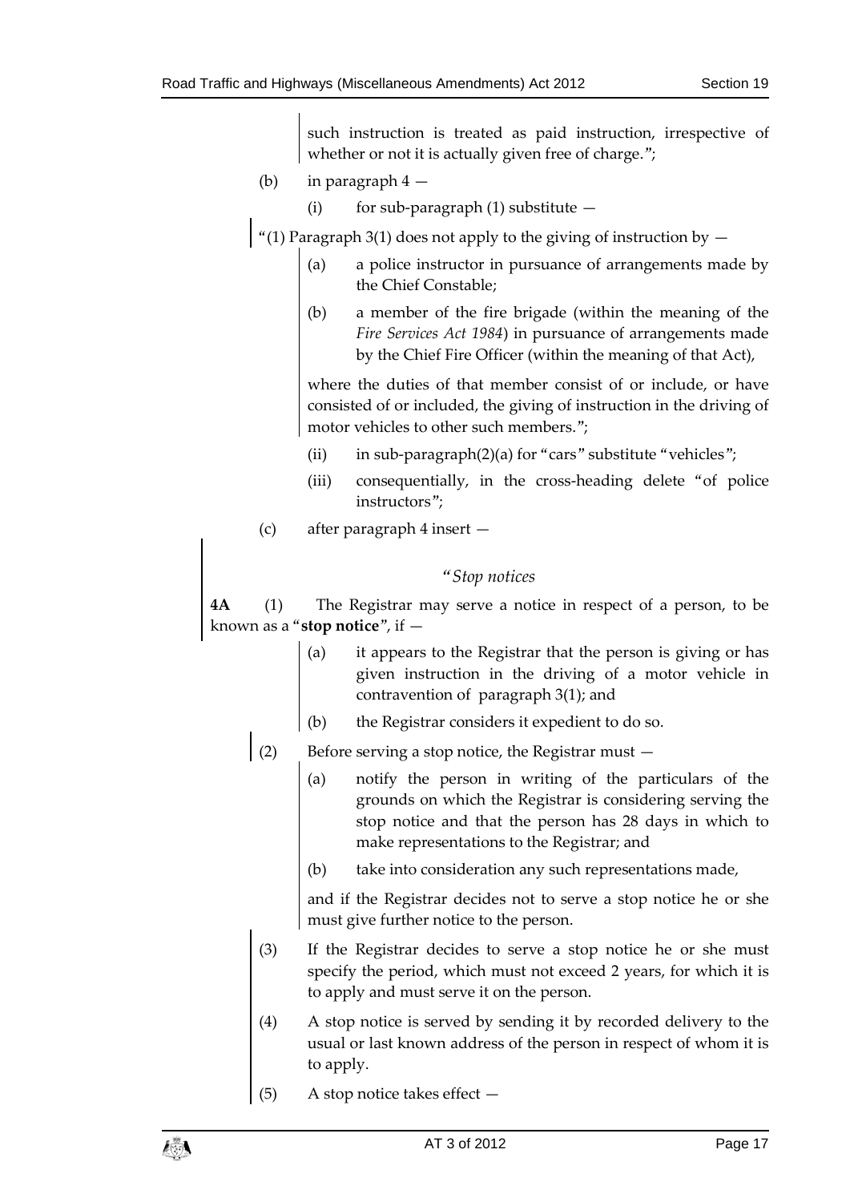such instruction is treated as paid instruction, irrespective of whether or not it is actually given free of charge.";

(b) in paragraph 4 —

(i) for sub-paragraph (1) substitute —

"(1) Paragraph 3(1) does not apply to the giving of instruction by —

(a) a police instructor in pursuance of arrangements made by the Chief Constable;

(b) a member of the fire brigade (within the meaning of the *Fire Services Act 1984*) in pursuance of arrangements made by the Chief Fire Officer (within the meaning of that Act),

where the duties of that member consist of or include, or have consisted of or included, the giving of instruction in the driving of motor vehicles to other such members.";

(ii) in sub-paragraph(2)(a) for "cars" substitute "vehicles";

(iii) consequentially, in the cross-heading delete "of police instructors";

(c) after paragraph 4 insert —

*"Stop notices*

**4A** (1) The Registrar may serve a notice in respect of a person, to be known as a "**stop notice**", if —

(a) it appears to the Registrar that the person is giving or has given instruction in the driving of a motor vehicle in contravention of paragraph 3(1); and

(b) the Registrar considers it expedient to do so.

(2) Before serving a stop notice, the Registrar must —

(a) notify the person in writing of the particulars of the grounds on which the Registrar is considering serving the stop notice and that the person has 28 days in which to make representations to the Registrar; and

(b) take into consideration any such representations made,

and if the Registrar decides not to serve a stop notice he or she must give further notice to the person.

(3) If the Registrar decides to serve a stop notice he or she must specify the period, which must not exceed 2 years, for which it is to apply and must serve it on the person.

(4) A stop notice is served by sending it by recorded delivery to the usual or last known address of the person in respect of whom it is to apply.

(5) A stop notice takes effect —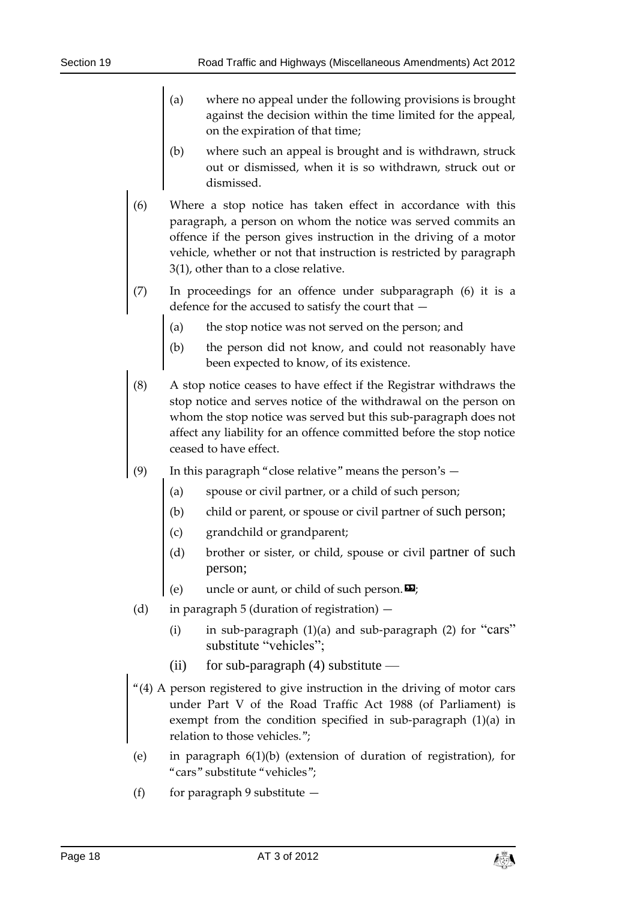(a) where no appeal under the following provisions is brought against the decision within the time limited for the appeal, on the expiration of that time;

(b) where such an appeal is brought and is withdrawn, struck out or dismissed, when it is so withdrawn, struck out or dismissed.

(6) Where a stop notice has taken effect in accordance with this paragraph, a person on whom the notice was served commits an offence if the person gives instruction in the driving of a motor vehicle, whether or not that instruction is restricted by paragraph 3(1), other than to a close relative.

(7) In proceedings for an offence under subparagraph (6) it is a defence for the accused to satisfy the court that —

(a) the stop notice was not served on the person; and

(b) the person did not know, and could not reasonably have been expected to know, of its existence.

(8) A stop notice ceases to have effect if the Registrar withdraws the stop notice and serves notice of the withdrawal on the person on whom the stop notice was served but this sub-paragraph does not affect any liability for an offence committed before the stop notice ceased to have effect.

(9) In this paragraph "close relative" means the person's —

(a) spouse or civil partner, or a child of such person;

(b) child or parent, or spouse or civil partner of such person;

(c) grandchild or grandparent;

(d) brother or sister, or child, spouse or civil partner of such person;

(e) uncle or aunt, or child of such person.";

(d) in paragraph 5 (duration of registration) —

(i) in sub-paragraph (1)(a) and sub-paragraph (2) for "cars" substitute "vehicles";

(ii) for sub-paragraph (4) substitute —

"(4) A person registered to give instruction in the driving of motor cars under Part V of the Road Traffic Act 1988 (of Parliament) is exempt from the condition specified in sub-paragraph (1)(a) in relation to those vehicles.";

(e) in paragraph 6(1)(b) (extension of duration of registration), for "cars" substitute "vehicles";

(f) for paragraph 9 substitute —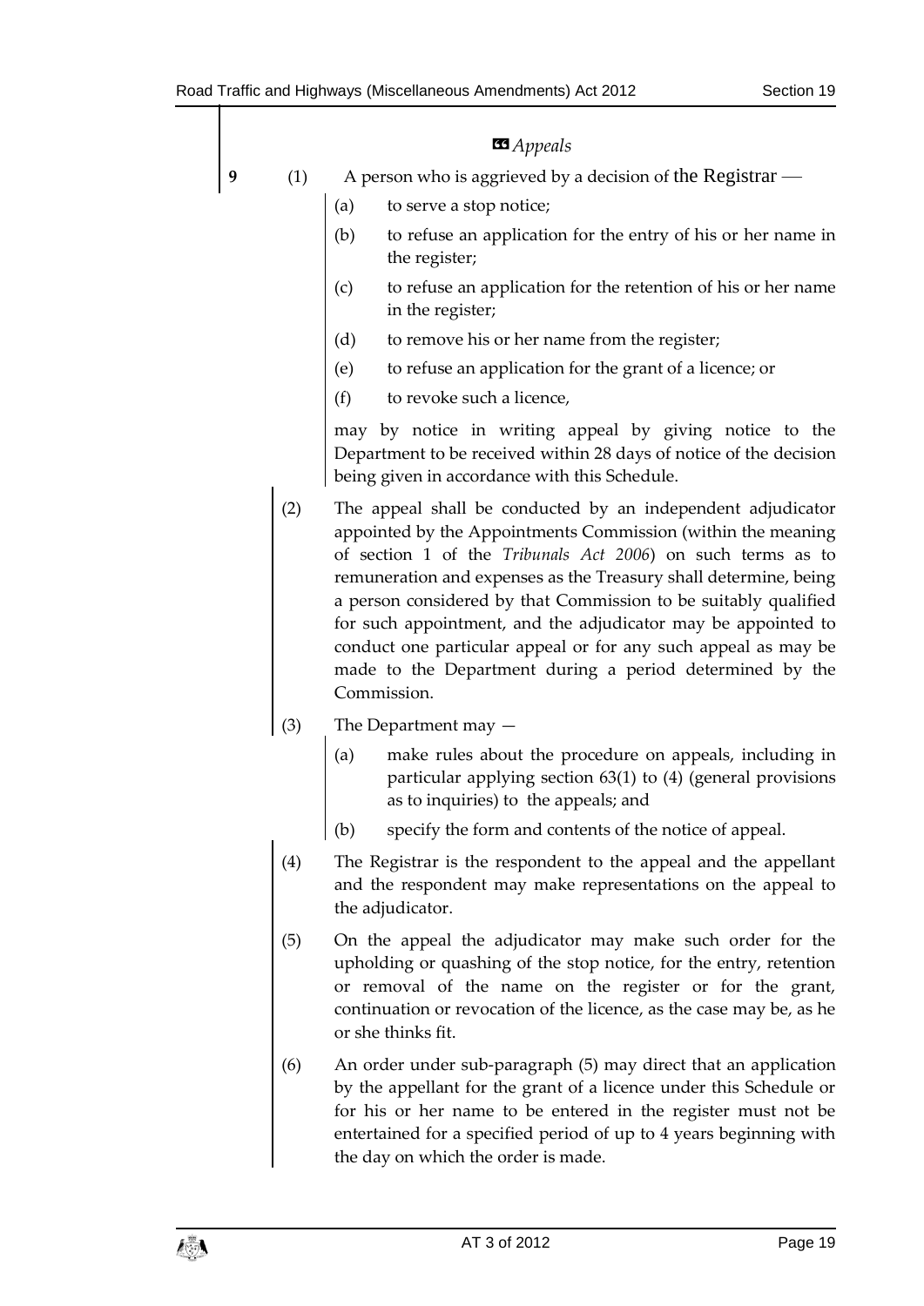*Appeals*

**9** (1) A person who is aggrieved by a decision of the Registrar —

(a) to serve a stop notice;

(b) to refuse an application for the entry of his or her name in the register;

(c) to refuse an application for the retention of his or her name in the register;

(d) to remove his or her name from the register;

(e) to refuse an application for the grant of a licence; or

(f) to revoke such a licence,

may by notice in writing appeal by giving notice to the Department to be received within 28 days of notice of the decision being given in accordance with this Schedule.

(2) The appeal shall be conducted by an independent adjudicator appointed by the Appointments Commission (within the meaning of section 1 of the *Tribunals Act 2006*) on such terms as to remuneration and expenses as the Treasury shall determine, being a person considered by that Commission to be suitably qualified for such appointment, and the adjudicator may be appointed to conduct one particular appeal or for any such appeal as may be made to the Department during a period determined by the Commission.

(3) The Department may —

(a) make rules about the procedure on appeals, including in particular applying section 63(1) to (4) (general provisions as to inquiries) to the appeals; and

(b) specify the form and contents of the notice of appeal.

(4) The Registrar is the respondent to the appeal and the appellant and the respondent may make representations on the appeal to the adjudicator.

(5) On the appeal the adjudicator may make such order for the upholding or quashing of the stop notice, for the entry, retention or removal of the name on the register or for the grant, continuation or revocation of the licence, as the case may be, as he or she thinks fit.

(6) An order under sub-paragraph (5) may direct that an application by the appellant for the grant of a licence under this Schedule or for his or her name to be entered in the register must not be entertained for a specified period of up to 4 years beginning with the day on which the order is made.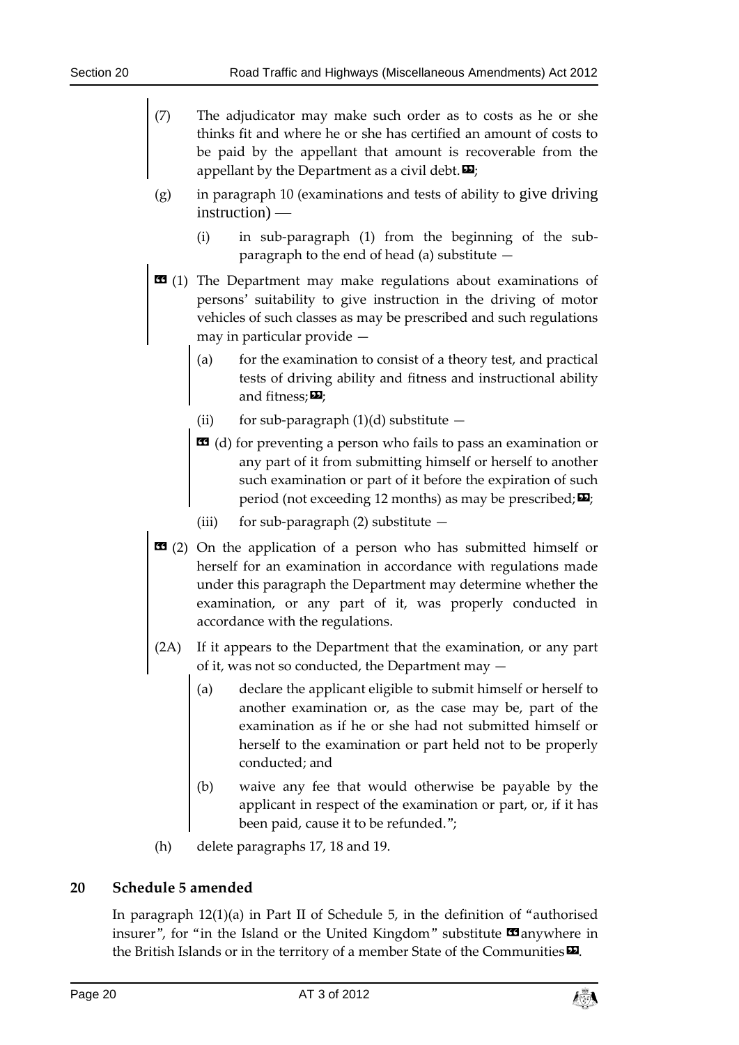(7) The adjudicator may make such order as to costs as he or she thinks fit and where he or she has certified an amount of costs to be paid by the appellant that amount is recoverable from the appellant by the Department as a civil debt.»;

(g) in paragraph 10 (examinations and tests of ability to give driving instruction) —

(i) in sub-paragraph (1) from the beginning of the sub-paragraph to the end of head (a) substitute —

«(1) The Department may make regulations about examinations of persons' suitability to give instruction in the driving of motor vehicles of such classes as may be prescribed and such regulations may in particular provide —

(a) for the examination to consist of a theory test, and practical tests of driving ability and fitness and instructional ability and fitness;»;

(ii) for sub-paragraph (1)(d) substitute —

«(d) for preventing a person who fails to pass an examination or any part of it from submitting himself or herself to another such examination or part of it before the expiration of such period (not exceeding 12 months) as may be prescribed;»;

(iii) for sub-paragraph (2) substitute —

«(2) On the application of a person who has submitted himself or herself for an examination in accordance with regulations made under this paragraph the Department may determine whether the examination, or any part of it, was properly conducted in accordance with the regulations.

(2A) If it appears to the Department that the examination, or any part of it, was not so conducted, the Department may —

(a) declare the applicant eligible to submit himself or herself to another examination or, as the case may be, part of the examination as if he or she had not submitted himself or herself to the examination or part held not to be properly conducted; and

(b) waive any fee that would otherwise be payable by the applicant in respect of the examination or part, or, if it has been paid, cause it to be refunded.";

(h) delete paragraphs 17, 18 and 19.

## 20 Schedule 5 amended

In paragraph 12(1)(a) in Part II of Schedule 5, in the definition of "authorised insurer", for "in the Island or the United Kingdom" substitute «anywhere in the British Islands or in the territory of a member State of the Communities».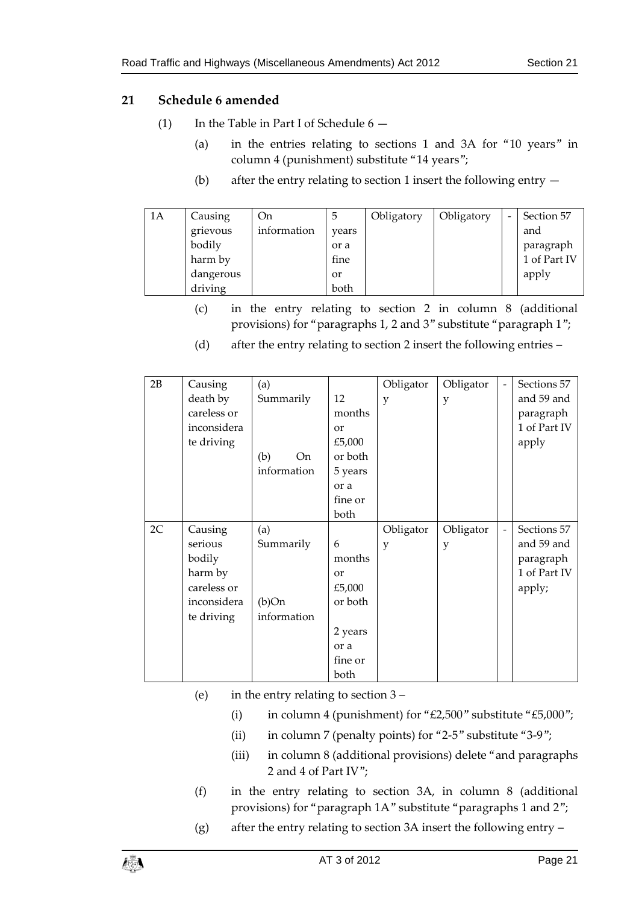## 21 Schedule 6 amended

(1) In the Table in Part I of Schedule 6 —

(a) in the entries relating to sections 1 and 3A for "10 years" in column 4 (punishment) substitute "14 years";

(b) after the entry relating to section 1 insert the following entry —

| | | | | | | | |
|---|---|---|---|---|---|---|---|
| 1A | Causing grievous bodily harm by dangerous driving | On information | 5 years or a fine or both | Obligatory | Obligatory | - | Section 57 and paragraph 1 of Part IV apply |

(c) in the entry relating to section 2 in column 8 (additional provisions) for "paragraphs 1, 2 and 3" substitute "paragraph 1";

(d) after the entry relating to section 2 insert the following entries –

| | | | | | | | |
|---|---|---|---|---|---|---|---|
| 2B | Causing death by careless or inconsiderate driving | (a) Summarily<br>(b) On information | 12 months or £5,000 or both<br>5 years or a fine or both | Obligatory | Obligatory | - | Sections 57 and 59 and paragraph 1 of Part IV apply |
| 2C | Causing serious bodily harm by careless or inconsiderate driving | (a) Summarily<br>(b)On information | 6 months or £5,000 or both<br>2 years or a fine or both | Obligatory | Obligatory | - | Sections 57 and 59 and paragraph 1 of Part IV apply; |

(e) in the entry relating to section 3 –

(i) in column 4 (punishment) for "£2,500" substitute "£5,000";

(ii) in column 7 (penalty points) for "2-5" substitute "3-9";

(iii) in column 8 (additional provisions) delete "and paragraphs 2 and 4 of Part IV";

(f) in the entry relating to section 3A, in column 8 (additional provisions) for "paragraph 1A" substitute "paragraphs 1 and 2";

(g) after the entry relating to section 3A insert the following entry –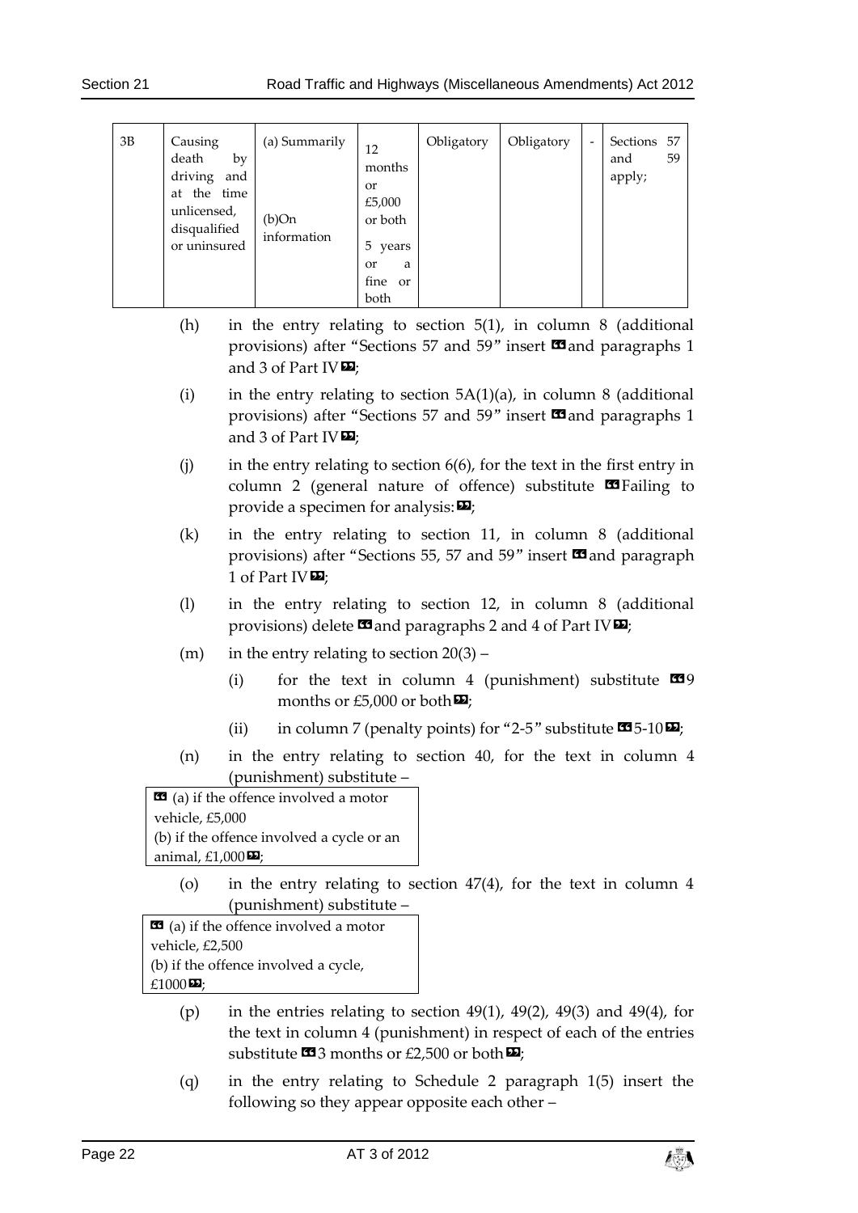| 3B | Causing death by driving and at the time unlicensed, disqualified or uninsured | (a) Summarily<br><br>(b)On information | 12 months or £5,000 or both<br><br>5 years or a fine or both | Obligatory | Obligatory | - | Sections 57 and 59 apply; |
|---|---|---|---|---|---|---|---|

(h) in the entry relating to section 5(1), in column 8 (additional provisions) after "Sections 57 and 59" insert «and paragraphs 1 and 3 of Part IV»;

(i) in the entry relating to section 5A(1)(a), in column 8 (additional provisions) after "Sections 57 and 59" insert «and paragraphs 1 and 3 of Part IV»;

(j) in the entry relating to section 6(6), for the text in the first entry in column 2 (general nature of offence) substitute «Failing to provide a specimen for analysis:»;

(k) in the entry relating to section 11, in column 8 (additional provisions) after "Sections 55, 57 and 59" insert «and paragraph 1 of Part IV»;

(l) in the entry relating to section 12, in column 8 (additional provisions) delete «and paragraphs 2 and 4 of Part IV»;

(m) in the entry relating to section 20(3) –

(i) for the text in column 4 (punishment) substitute «9 months or £5,000 or both»;

(ii) in column 7 (penalty points) for "2-5" substitute «5-10»;

(n) in the entry relating to section 40, for the text in column 4 (punishment) substitute –

| « (a) if the offence involved a motor vehicle, £5,000<br>(b) if the offence involved a cycle or an animal, £1,000»; |
|---|

(o) in the entry relating to section 47(4), for the text in column 4 (punishment) substitute –

| « (a) if the offence involved a motor vehicle, £2,500<br>(b) if the offence involved a cycle, £1000»; |
|---|

(p) in the entries relating to section 49(1), 49(2), 49(3) and 49(4), for the text in column 4 (punishment) in respect of each of the entries substitute «3 months or £2,500 or both»;

(q) in the entry relating to Schedule 2 paragraph 1(5) insert the following so they appear opposite each other –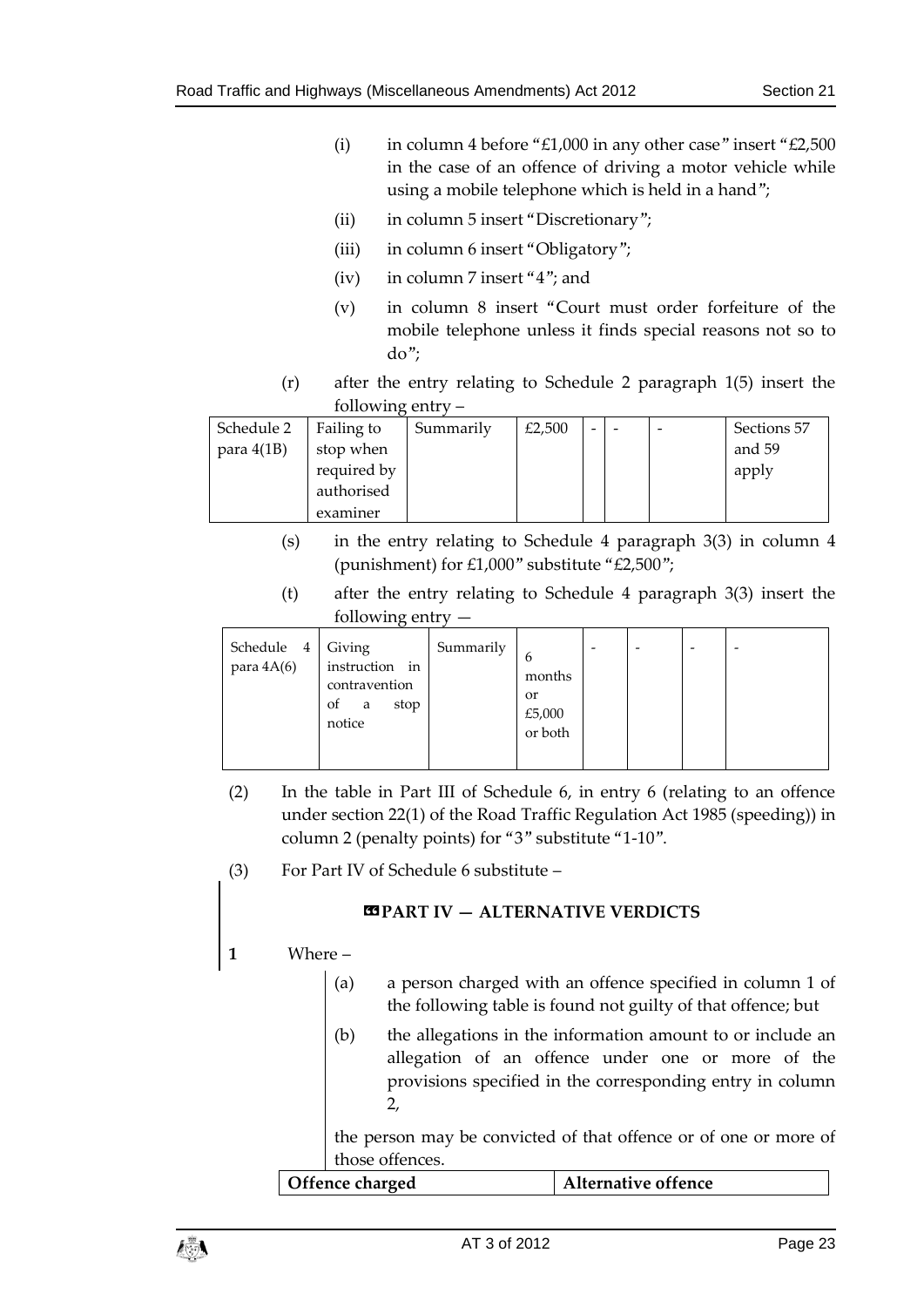(i) in column 4 before "£1,000 in any other case" insert "£2,500 in the case of an offence of driving a motor vehicle while using a mobile telephone which is held in a hand";

(ii) in column 5 insert "Discretionary";

(iii) in column 6 insert "Obligatory";

(iv) in column 7 insert "4"; and

(v) in column 8 insert "Court must order forfeiture of the mobile telephone unless it finds special reasons not so to do";

(r) after the entry relating to Schedule 2 paragraph 1(5) insert the following entry –

| | | | | | | | |
|---|---|---|---|---|---|---|---|
| Schedule 2 para 4(1B) | Failing to stop when required by authorised examiner | Summarily | £2,500 | - | - | - | Sections 57 and 59 apply |

(s) in the entry relating to Schedule 4 paragraph 3(3) in column 4 (punishment) for £1,000" substitute "£2,500";

(t) after the entry relating to Schedule 4 paragraph 3(3) insert the following entry —

| | | | | | | | |
|---|---|---|---|---|---|---|---|
| Schedule 4 para 4A(6) | Giving instruction in contravention of a stop notice | Summarily | 6 months or £5,000 or both | - | - | - | - |

(2) In the table in Part III of Schedule 6, in entry 6 (relating to an offence under section 22(1) of the Road Traffic Regulation Act 1985 (speeding)) in column 2 (penalty points) for "3" substitute "1-10".

(3) For Part IV of Schedule 6 substitute –

**«PART IV — ALTERNATIVE VERDICTS**

**1** Where –

(a) a person charged with an offence specified in column 1 of the following table is found not guilty of that offence; but

(b) the allegations in the information amount to or include an allegation of an offence under one or more of the provisions specified in the corresponding entry in column 2,

the person may be convicted of that offence or of one or more of those offences.

| Offence charged | Alternative offence |
|---|---|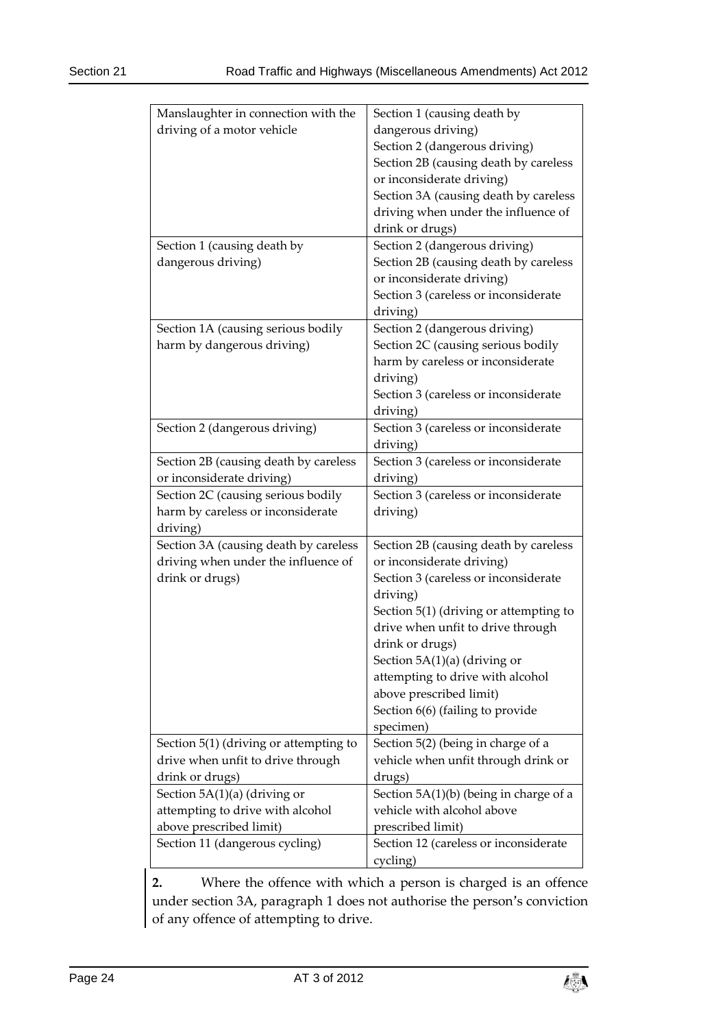| | |
|---|---|
| Manslaughter in connection with the driving of a motor vehicle | Section 1 (causing death by dangerous driving)<br>Section 2 (dangerous driving)<br>Section 2B (causing death by careless or inconsiderate driving)<br>Section 3A (causing death by careless driving when under the influence of drink or drugs) |
| Section 1 (causing death by dangerous driving) | Section 2 (dangerous driving)<br>Section 2B (causing death by careless or inconsiderate driving)<br>Section 3 (careless or inconsiderate driving) |
| Section 1A (causing serious bodily harm by dangerous driving) | Section 2 (dangerous driving)<br>Section 2C (causing serious bodily harm by careless or inconsiderate driving)<br>Section 3 (careless or inconsiderate driving) |
| Section 2 (dangerous driving) | Section 3 (careless or inconsiderate driving) |
| Section 2B (causing death by careless or inconsiderate driving) | Section 3 (careless or inconsiderate driving) |
| Section 2C (causing serious bodily harm by careless or inconsiderate driving) | Section 3 (careless or inconsiderate driving) |
| Section 3A (causing death by careless driving when under the influence of drink or drugs) | Section 2B (causing death by careless or inconsiderate driving)<br>Section 3 (careless or inconsiderate driving)<br>Section 5(1) (driving or attempting to drive when unfit to drive through drink or drugs)<br>Section 5A(1)(a) (driving or attempting to drive with alcohol above prescribed limit)<br>Section 6(6) (failing to provide specimen) |
| Section 5(1) (driving or attempting to drive when unfit to drive through drink or drugs) | Section 5(2) (being in charge of a vehicle when unfit through drink or drugs) |
| Section 5A(1)(a) (driving or attempting to drive with alcohol above prescribed limit) | Section 5A(1)(b) (being in charge of a vehicle with alcohol above prescribed limit) |
| Section 11 (dangerous cycling) | Section 12 (careless or inconsiderate cycling) |

**2.** Where the offence with which a person is charged is an offence under section 3A, paragraph 1 does not authorise the person's conviction of any offence of attempting to drive.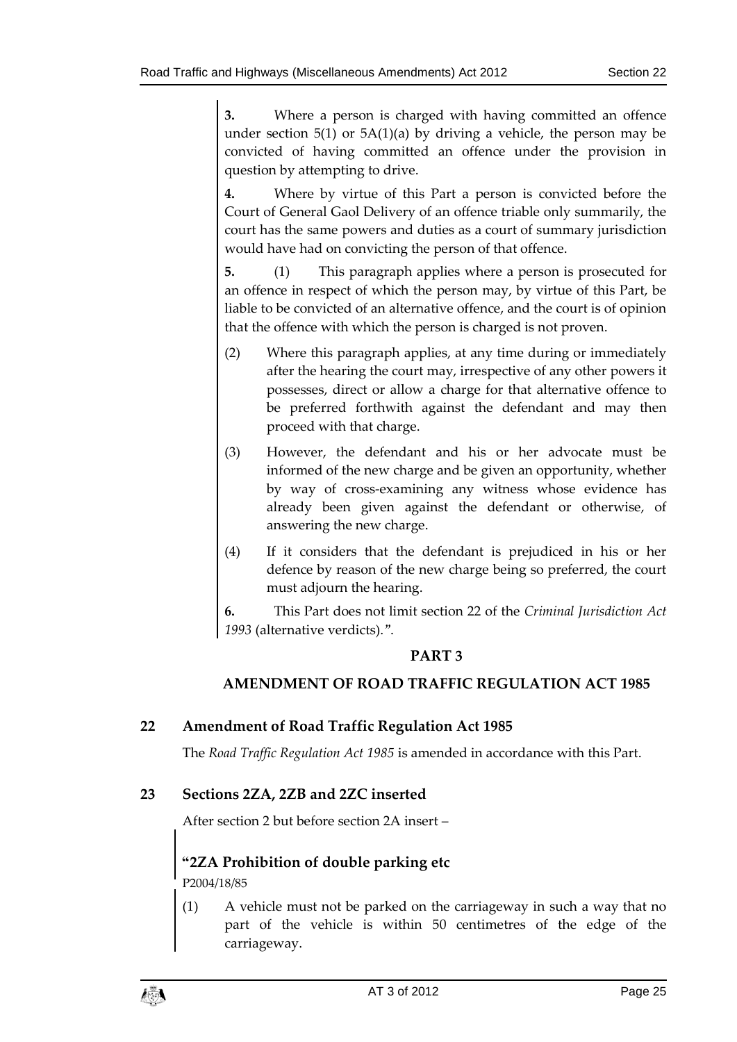**3.** Where a person is charged with having committed an offence under section 5(1) or 5A(1)(a) by driving a vehicle, the person may be convicted of having committed an offence under the provision in question by attempting to drive.

**4.** Where by virtue of this Part a person is convicted before the Court of General Gaol Delivery of an offence triable only summarily, the court has the same powers and duties as a court of summary jurisdiction would have had on convicting the person of that offence.

**5.** (1) This paragraph applies where a person is prosecuted for an offence in respect of which the person may, by virtue of this Part, be liable to be convicted of an alternative offence, and the court is of opinion that the offence with which the person is charged is not proven.

(2) Where this paragraph applies, at any time during or immediately after the hearing the court may, irrespective of any other powers it possesses, direct or allow a charge for that alternative offence to be preferred forthwith against the defendant and may then proceed with that charge.

(3) However, the defendant and his or her advocate must be informed of the new charge and be given an opportunity, whether by way of cross-examining any witness whose evidence has already been given against the defendant or otherwise, of answering the new charge.

(4) If it considers that the defendant is prejudiced in his or her defence by reason of the new charge being so preferred, the court must adjourn the hearing.

**6.** This Part does not limit section 22 of the *Criminal Jurisdiction Act 1993* (alternative verdicts).".

## PART 3

## AMENDMENT OF ROAD TRAFFIC REGULATION ACT 1985

### 22 Amendment of Road Traffic Regulation Act 1985

The *Road Traffic Regulation Act 1985* is amended in accordance with this Part.

### 23 Sections 2ZA, 2ZB and 2ZC inserted

After section 2 but before section 2A insert –

**"2ZA Prohibition of double parking etc**

P2004/18/85

(1) A vehicle must not be parked on the carriageway in such a way that no part of the vehicle is within 50 centimetres of the edge of the carriageway.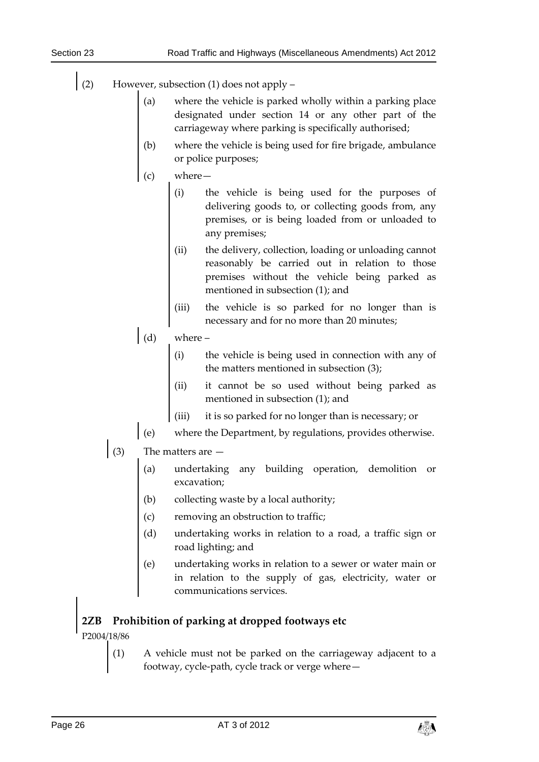(2) However, subsection (1) does not apply –

(a) where the vehicle is parked wholly within a parking place designated under section 14 or any other part of the carriageway where parking is specifically authorised;

(b) where the vehicle is being used for fire brigade, ambulance or police purposes;

(c) where—

(i) the vehicle is being used for the purposes of delivering goods to, or collecting goods from, any premises, or is being loaded from or unloaded to any premises;

(ii) the delivery, collection, loading or unloading cannot reasonably be carried out in relation to those premises without the vehicle being parked as mentioned in subsection (1); and

(iii) the vehicle is so parked for no longer than is necessary and for no more than 20 minutes;

(d) where –

(i) the vehicle is being used in connection with any of the matters mentioned in subsection (3);

(ii) it cannot be so used without being parked as mentioned in subsection (1); and

(iii) it is so parked for no longer than is necessary; or

(e) where the Department, by regulations, provides otherwise.

(3) The matters are —

(a) undertaking any building operation, demolition or excavation;

(b) collecting waste by a local authority;

(c) removing an obstruction to traffic;

(d) undertaking works in relation to a road, a traffic sign or road lighting; and

(e) undertaking works in relation to a sewer or water main or in relation to the supply of gas, electricity, water or communications services.

## 2ZB Prohibition of parking at dropped footways etc

P2004/18/86

(1) A vehicle must not be parked on the carriageway adjacent to a footway, cycle-path, cycle track or verge where—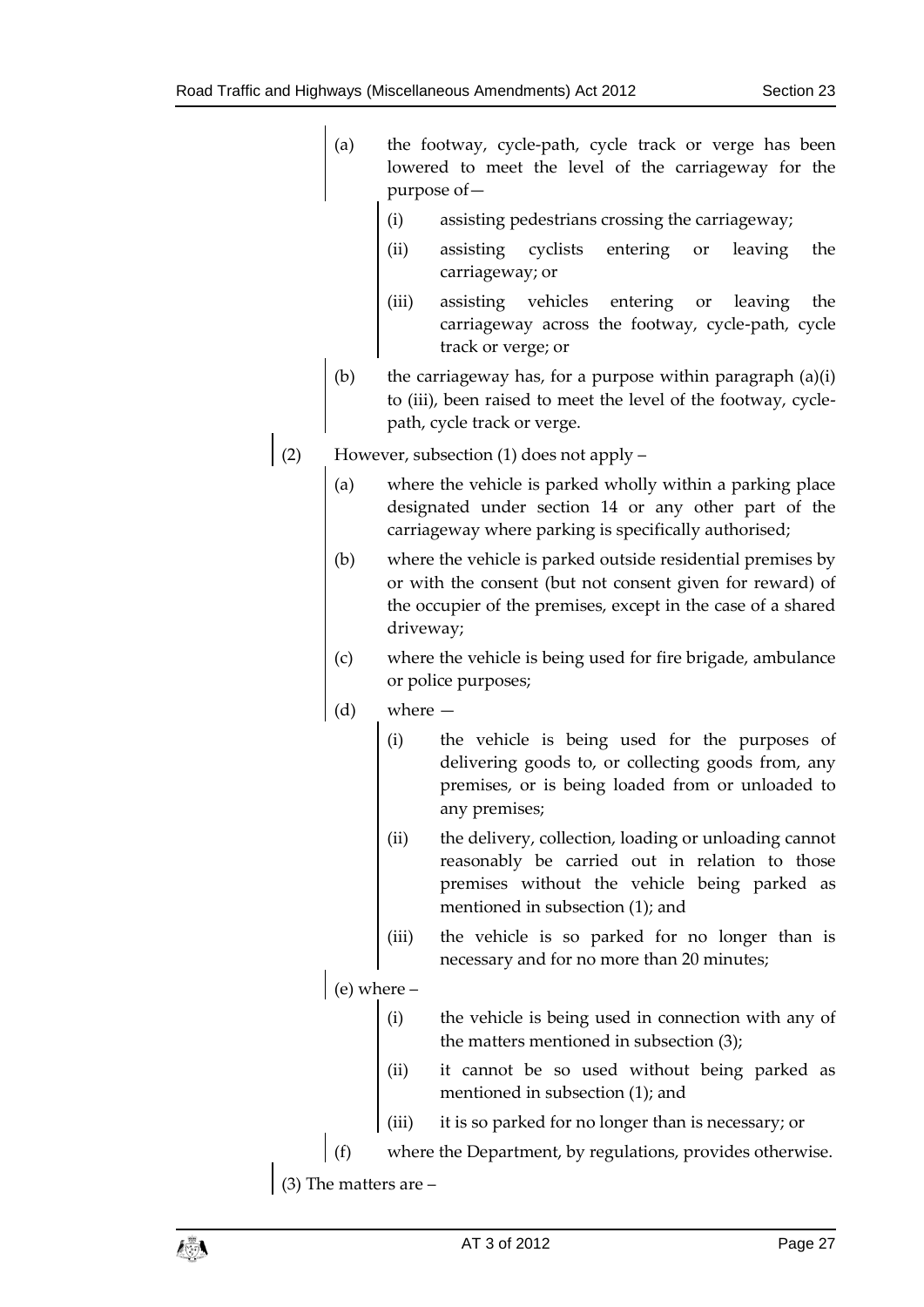(a) the footway, cycle-path, cycle track or verge has been lowered to meet the level of the carriageway for the purpose of—

(i) assisting pedestrians crossing the carriageway;

(ii) assisting cyclists entering or leaving the carriageway; or

(iii) assisting vehicles entering or leaving the carriageway across the footway, cycle-path, cycle track or verge; or

(b) the carriageway has, for a purpose within paragraph (a)(i) to (iii), been raised to meet the level of the footway, cycle-path, cycle track or verge.

(2) However, subsection (1) does not apply –

(a) where the vehicle is parked wholly within a parking place designated under section 14 or any other part of the carriageway where parking is specifically authorised;

(b) where the vehicle is parked outside residential premises by or with the consent (but not consent given for reward) of the occupier of the premises, except in the case of a shared driveway;

(c) where the vehicle is being used for fire brigade, ambulance or police purposes;

(d) where —

(i) the vehicle is being used for the purposes of delivering goods to, or collecting goods from, any premises, or is being loaded from or unloaded to any premises;

(ii) the delivery, collection, loading or unloading cannot reasonably be carried out in relation to those premises without the vehicle being parked as mentioned in subsection (1); and

(iii) the vehicle is so parked for no longer than is necessary and for no more than 20 minutes;

(e) where –

(i) the vehicle is being used in connection with any of the matters mentioned in subsection (3);

(ii) it cannot be so used without being parked as mentioned in subsection (1); and

(iii) it is so parked for no longer than is necessary; or

(f) where the Department, by regulations, provides otherwise.

(3) The matters are –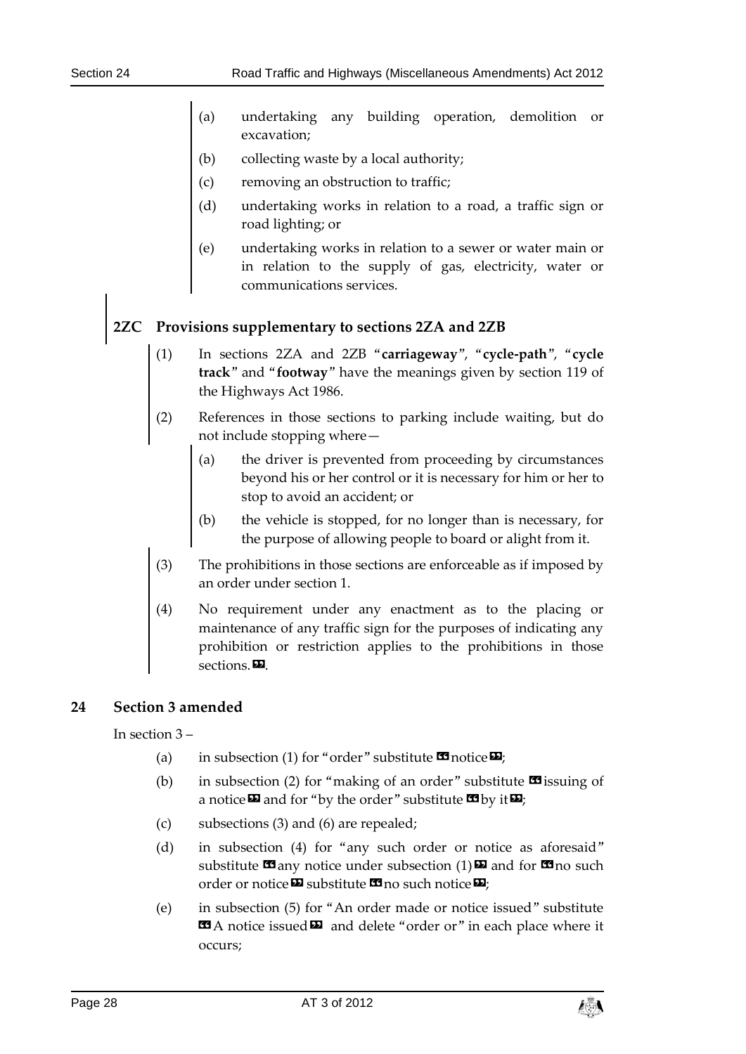(a) undertaking any building operation, demolition or excavation;

(b) collecting waste by a local authority;

(c) removing an obstruction to traffic;

(d) undertaking works in relation to a road, a traffic sign or road lighting; or

(e) undertaking works in relation to a sewer or water main or in relation to the supply of gas, electricity, water or communications services.

### 2ZC Provisions supplementary to sections 2ZA and 2ZB

(1) In sections 2ZA and 2ZB "**carriageway**", "**cycle-path**", "**cycle track**" and "**footway**" have the meanings given by section 119 of the Highways Act 1986.

(2) References in those sections to parking include waiting, but do not include stopping where—

(a) the driver is prevented from proceeding by circumstances beyond his or her control or it is necessary for him or her to stop to avoid an accident; or

(b) the vehicle is stopped, for no longer than is necessary, for the purpose of allowing people to board or alight from it.

(3) The prohibitions in those sections are enforceable as if imposed by an order under section 1.

(4) No requirement under any enactment as to the placing or maintenance of any traffic sign for the purposes of indicating any prohibition or restriction applies to the prohibitions in those sections.».

## 24 Section 3 amended

In section 3 –

(a) in subsection (1) for "order" substitute «notice»;

(b) in subsection (2) for "making of an order" substitute «issuing of a notice» and for "by the order" substitute «by it»;

(c) subsections (3) and (6) are repealed;

(d) in subsection (4) for "any such order or notice as aforesaid" substitute «any notice under subsection (1)» and for «no such order or notice» substitute «no such notice»;

(e) in subsection (5) for "An order made or notice issued" substitute «A notice issued» and delete "order or" in each place where it occurs;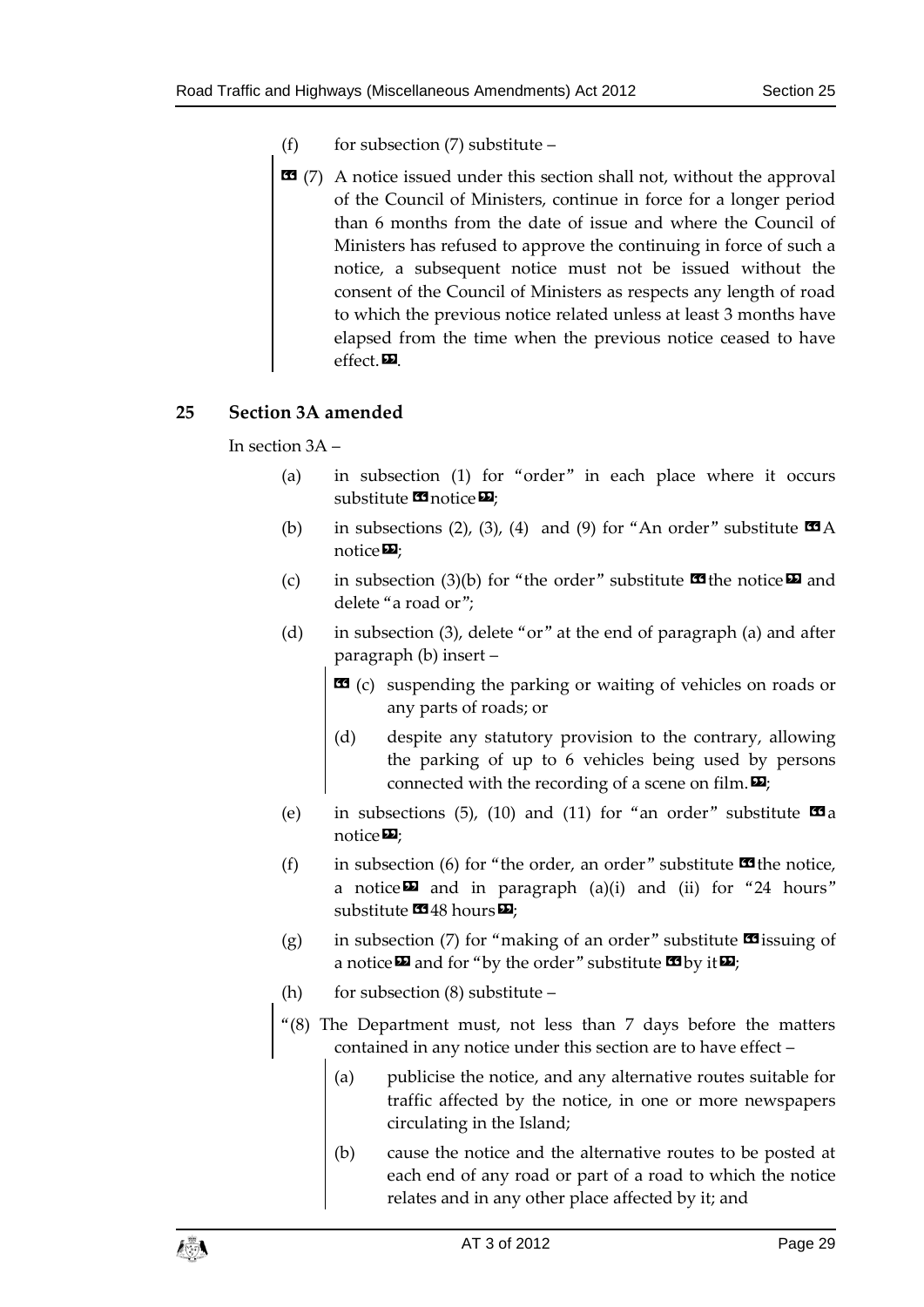(f) for subsection (7) substitute –

« (7) A notice issued under this section shall not, without the approval of the Council of Ministers, continue in force for a longer period than 6 months from the date of issue and where the Council of Ministers has refused to approve the continuing in force of such a notice, a subsequent notice must not be issued without the consent of the Council of Ministers as respects any length of road to which the previous notice related unless at least 3 months have elapsed from the time when the previous notice ceased to have effect. ».

## 25 Section 3A amended

In section 3A –

(a) in subsection (1) for "order" in each place where it occurs substitute «notice»;

(b) in subsections (2), (3), (4) and (9) for "An order" substitute «A notice»;

(c) in subsection (3)(b) for "the order" substitute «the notice» and delete "a road or";

(d) in subsection (3), delete "or" at the end of paragraph (a) and after paragraph (b) insert –

« (c) suspending the parking or waiting of vehicles on roads or any parts of roads; or

(d) despite any statutory provision to the contrary, allowing the parking of up to 6 vehicles being used by persons connected with the recording of a scene on film. »;

(e) in subsections (5), (10) and (11) for "an order" substitute «a notice»;

(f) in subsection (6) for "the order, an order" substitute «the notice, a notice» and in paragraph (a)(i) and (ii) for "24 hours" substitute «48 hours»;

(g) in subsection (7) for "making of an order" substitute «issuing of a notice» and for "by the order" substitute «by it»;

(h) for subsection (8) substitute –

"(8) The Department must, not less than 7 days before the matters contained in any notice under this section are to have effect –

(a) publicise the notice, and any alternative routes suitable for traffic affected by the notice, in one or more newspapers circulating in the Island;

(b) cause the notice and the alternative routes to be posted at each end of any road or part of a road to which the notice relates and in any other place affected by it; and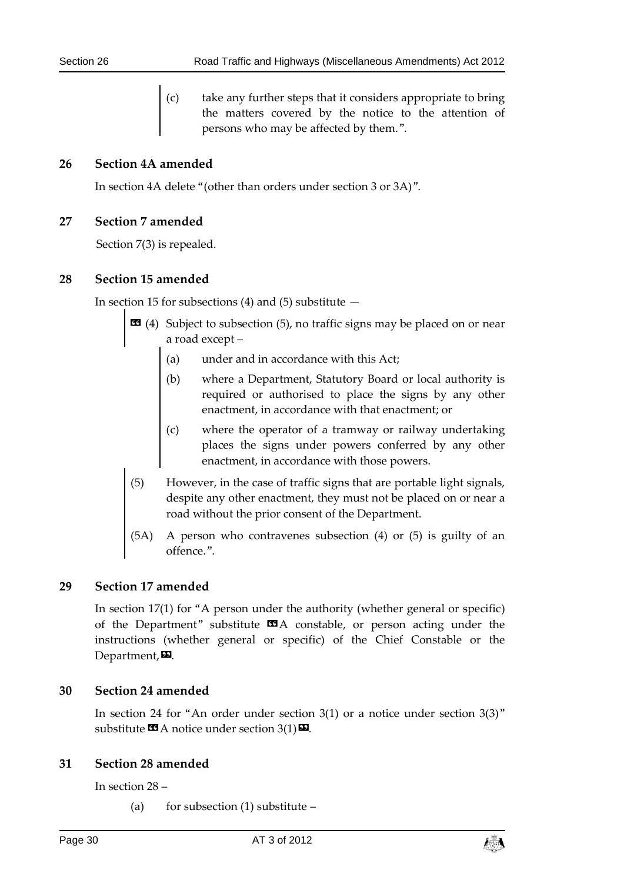(c) take any further steps that it considers appropriate to bring the matters covered by the notice to the attention of persons who may be affected by them.".

## 26 Section 4A amended

In section 4A delete "(other than orders under section 3 or 3A)".

## 27 Section 7 amended

Section 7(3) is repealed.

## 28 Section 15 amended

In section 15 for subsections (4) and (5) substitute —

«(4) Subject to subsection (5), no traffic signs may be placed on or near a road except –

(a) under and in accordance with this Act;

(b) where a Department, Statutory Board or local authority is required or authorised to place the signs by any other enactment, in accordance with that enactment; or

(c) where the operator of a tramway or railway undertaking places the signs under powers conferred by any other enactment, in accordance with those powers.

(5) However, in the case of traffic signs that are portable light signals, despite any other enactment, they must not be placed on or near a road without the prior consent of the Department.

(5A) A person who contravenes subsection (4) or (5) is guilty of an offence.".

## 29 Section 17 amended

In section 17(1) for "A person under the authority (whether general or specific) of the Department" substitute «A constable, or person acting under the instructions (whether general or specific) of the Chief Constable or the Department,».

## 30 Section 24 amended

In section 24 for "An order under section 3(1) or a notice under section 3(3)" substitute «A notice under section 3(1)».

## 31 Section 28 amended

In section 28 –

(a) for subsection (1) substitute –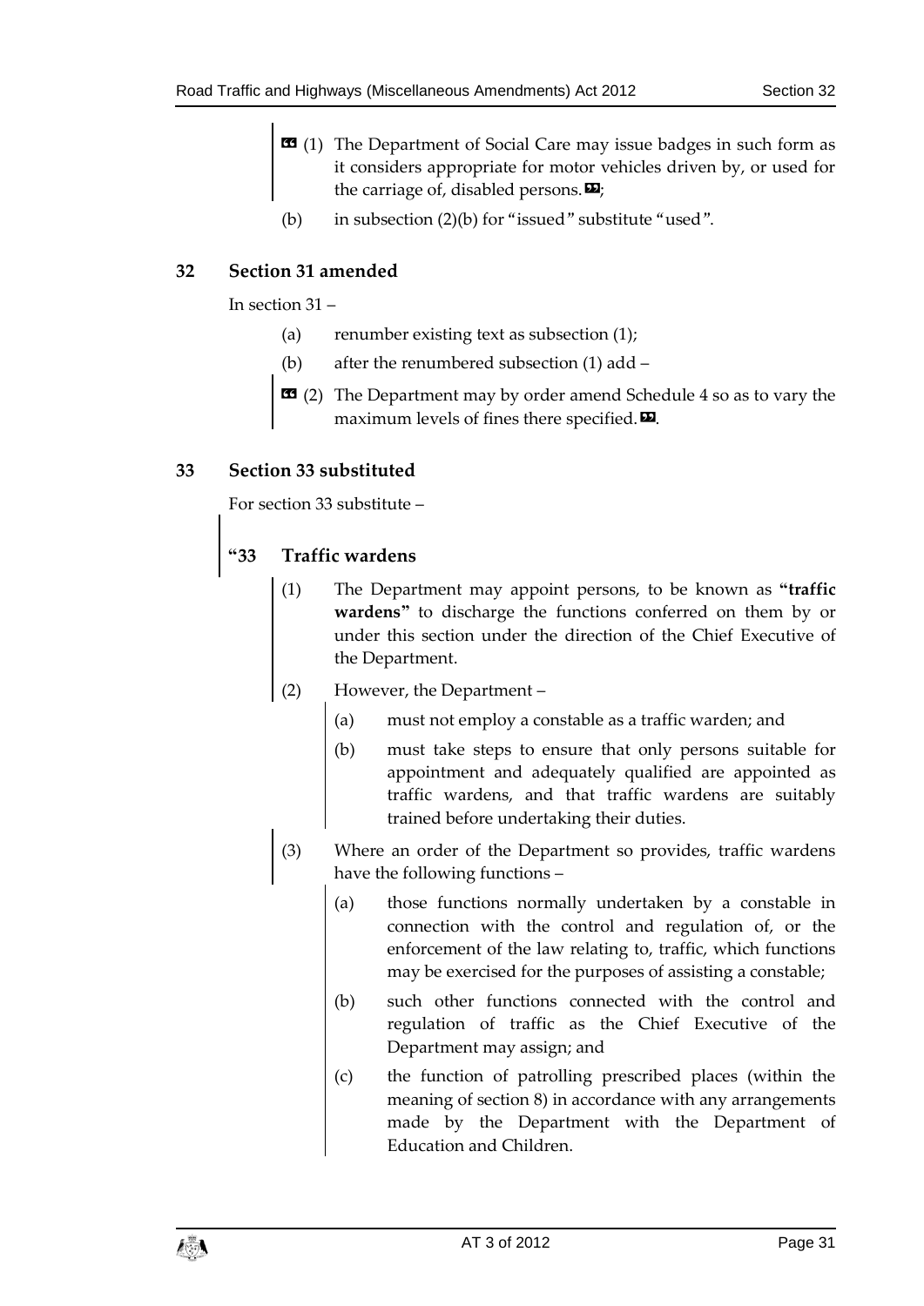« (1) The Department of Social Care may issue badges in such form as it considers appropriate for motor vehicles driven by, or used for the carriage of, disabled persons. »;

(b) in subsection (2)(b) for "issued" substitute "used".

## 32 Section 31 amended

In section 31 –

(a) renumber existing text as subsection (1);

(b) after the renumbered subsection (1) add –

« (2) The Department may by order amend Schedule 4 so as to vary the maximum levels of fines there specified. ».

## 33 Section 33 substituted

For section 33 substitute –

### "33 Traffic wardens

(1) The Department may appoint persons, to be known as **"traffic wardens"** to discharge the functions conferred on them by or under this section under the direction of the Chief Executive of the Department.

(2) However, the Department –

(a) must not employ a constable as a traffic warden; and

(b) must take steps to ensure that only persons suitable for appointment and adequately qualified are appointed as traffic wardens, and that traffic wardens are suitably trained before undertaking their duties.

(3) Where an order of the Department so provides, traffic wardens have the following functions –

(a) those functions normally undertaken by a constable in connection with the control and regulation of, or the enforcement of the law relating to, traffic, which functions may be exercised for the purposes of assisting a constable;

(b) such other functions connected with the control and regulation of traffic as the Chief Executive of the Department may assign; and

(c) the function of patrolling prescribed places (within the meaning of section 8) in accordance with any arrangements made by the Department with the Department of Education and Children.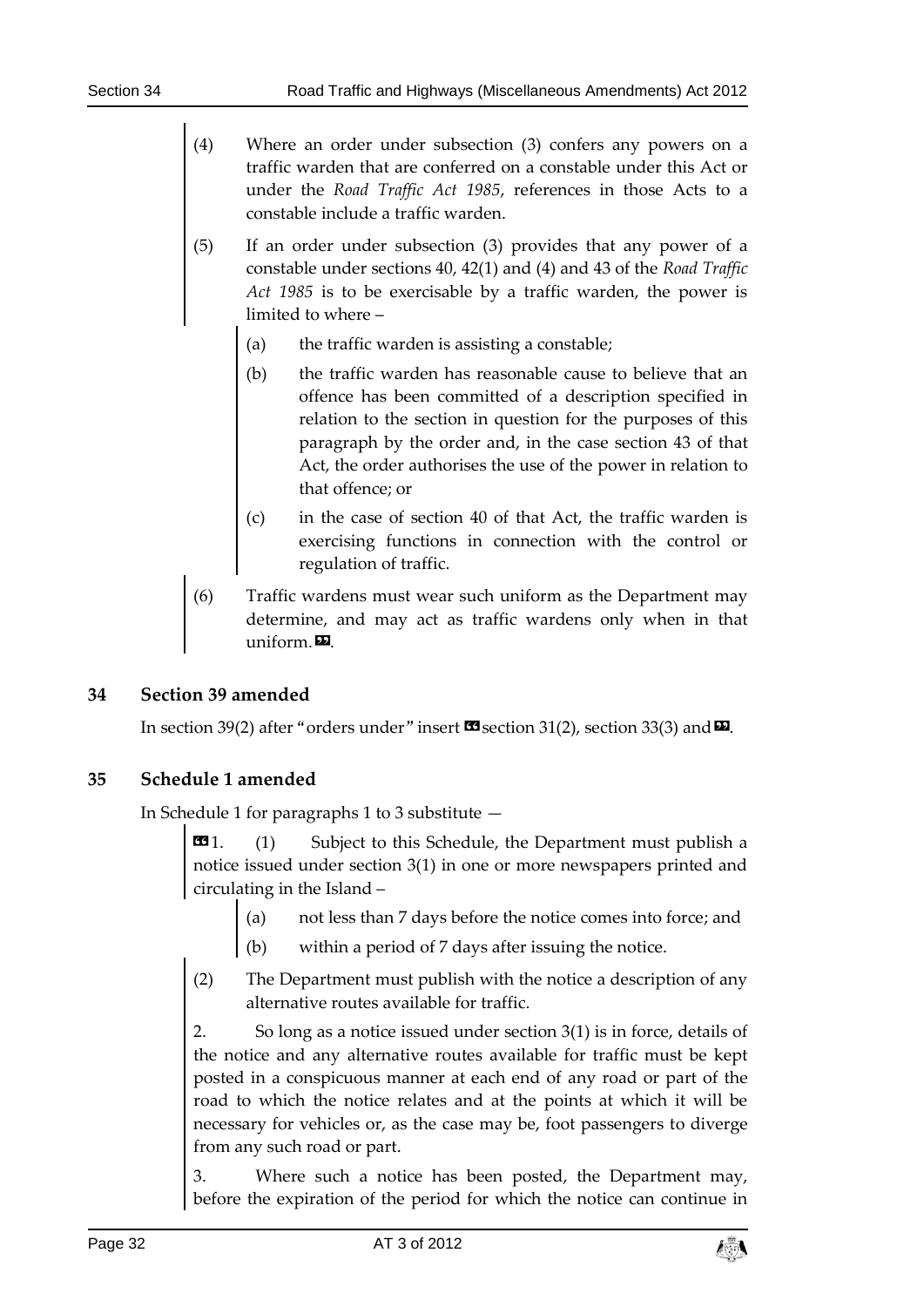(4) Where an order under subsection (3) confers any powers on a traffic warden that are conferred on a constable under this Act or under the *Road Traffic Act 1985*, references in those Acts to a constable include a traffic warden.

(5) If an order under subsection (3) provides that any power of a constable under sections 40, 42(1) and (4) and 43 of the *Road Traffic Act 1985* is to be exercisable by a traffic warden, the power is limited to where –

(a) the traffic warden is assisting a constable;

(b) the traffic warden has reasonable cause to believe that an offence has been committed of a description specified in relation to the section in question for the purposes of this paragraph by the order and, in the case section 43 of that Act, the order authorises the use of the power in relation to that offence; or

(c) in the case of section 40 of that Act, the traffic warden is exercising functions in connection with the control or regulation of traffic.

(6) Traffic wardens must wear such uniform as the Department may determine, and may act as traffic wardens only when in that uniform.”.

## 34 Section 39 amended

In section 39(2) after "orders under" insert “section 31(2), section 33(3) and”.

## 35 Schedule 1 amended

In Schedule 1 for paragraphs 1 to 3 substitute —

“1. (1) Subject to this Schedule, the Department must publish a notice issued under section 3(1) in one or more newspapers printed and circulating in the Island –

(a) not less than 7 days before the notice comes into force; and

(b) within a period of 7 days after issuing the notice.

(2) The Department must publish with the notice a description of any alternative routes available for traffic.

2. So long as a notice issued under section 3(1) is in force, details of the notice and any alternative routes available for traffic must be kept posted in a conspicuous manner at each end of any road or part of the road to which the notice relates and at the points at which it will be necessary for vehicles or, as the case may be, foot passengers to diverge from any such road or part.

3. Where such a notice has been posted, the Department may, before the expiration of the period for which the notice can continue in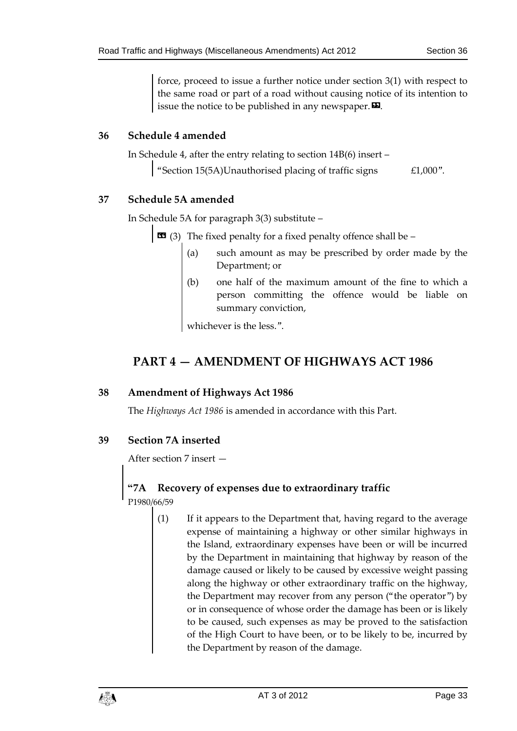force, proceed to issue a further notice under section 3(1) with respect to the same road or part of a road without causing notice of its intention to issue the notice to be published in any newspaper.».

### 36 Schedule 4 amended

In Schedule 4, after the entry relating to section 14B(6) insert –

"Section 15(5A)Unauthorised placing of traffic signs £1,000".

### 37 Schedule 5A amended

In Schedule 5A for paragraph 3(3) substitute –

« (3) The fixed penalty for a fixed penalty offence shall be –

(a) such amount as may be prescribed by order made by the Department; or

(b) one half of the maximum amount of the fine to which a person committing the offence would be liable on summary conviction,

whichever is the less.".

## PART 4 — AMENDMENT OF HIGHWAYS ACT 1986

### 38 Amendment of Highways Act 1986

The *Highways Act 1986* is amended in accordance with this Part.

### 39 Section 7A inserted

After section 7 insert —

**"7A Recovery of expenses due to extraordinary traffic**

P1980/66/59

(1) If it appears to the Department that, having regard to the average expense of maintaining a highway or other similar highways in the Island, extraordinary expenses have been or will be incurred by the Department in maintaining that highway by reason of the damage caused or likely to be caused by excessive weight passing along the highway or other extraordinary traffic on the highway, the Department may recover from any person ("the operator") by or in consequence of whose order the damage has been or is likely to be caused, such expenses as may be proved to the satisfaction of the High Court to have been, or to be likely to be, incurred by the Department by reason of the damage.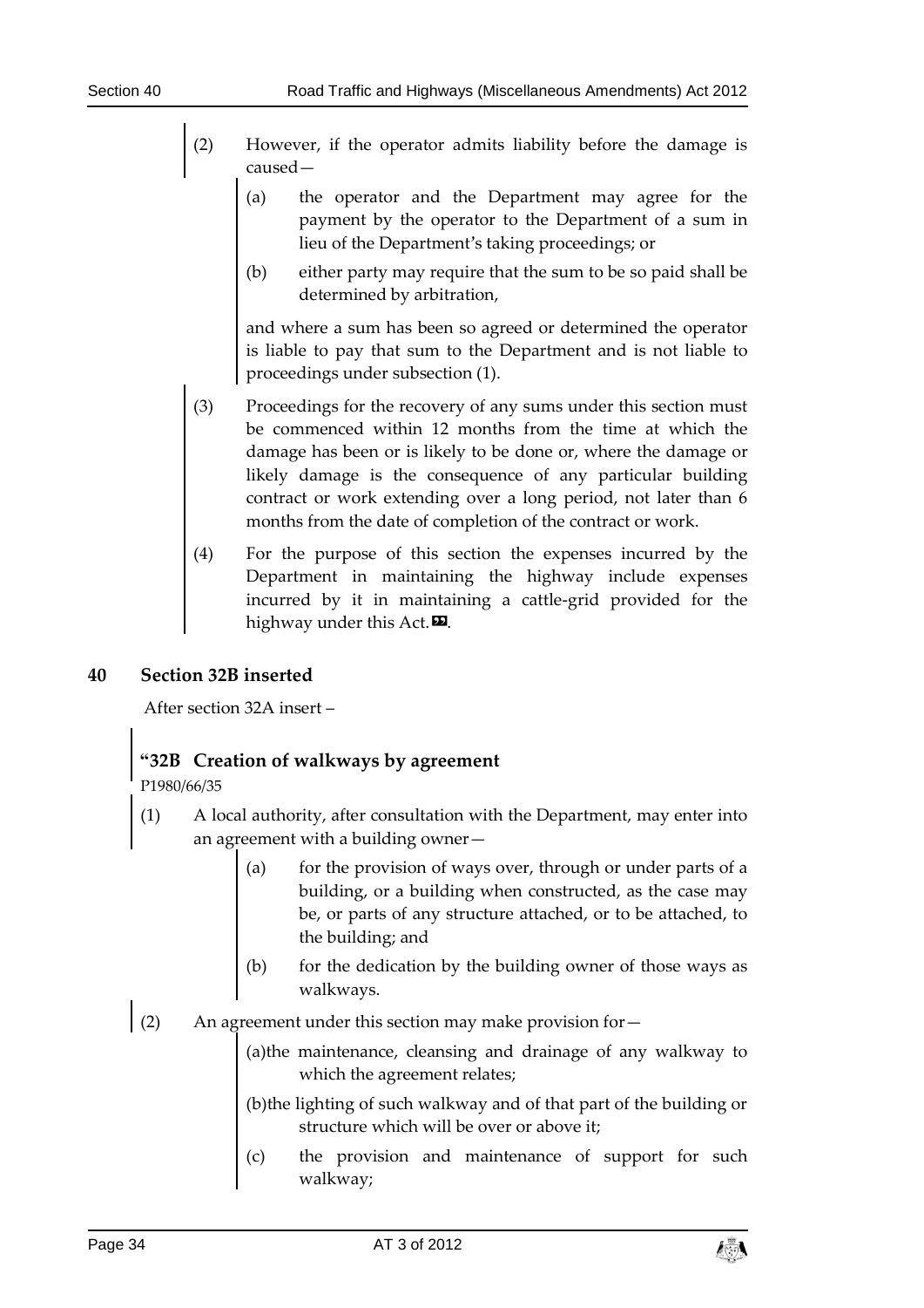(2) However, if the operator admits liability before the damage is caused—

(a) the operator and the Department may agree for the payment by the operator to the Department of a sum in lieu of the Department's taking proceedings; or

(b) either party may require that the sum to be so paid shall be determined by arbitration,

and where a sum has been so agreed or determined the operator is liable to pay that sum to the Department and is not liable to proceedings under subsection (1).

(3) Proceedings for the recovery of any sums under this section must be commenced within 12 months from the time at which the damage has been or is likely to be done or, where the damage or likely damage is the consequence of any particular building contract or work extending over a long period, not later than 6 months from the date of completion of the contract or work.

(4) For the purpose of this section the expenses incurred by the Department in maintaining the highway include expenses incurred by it in maintaining a cattle-grid provided for the highway under this Act.”.

## 40 Section 32B inserted

After section 32A insert –

### “32B Creation of walkways by agreement

P1980/66/35

(1) A local authority, after consultation with the Department, may enter into an agreement with a building owner—

(a) for the provision of ways over, through or under parts of a building, or a building when constructed, as the case may be, or parts of any structure attached, or to be attached, to the building; and

(b) for the dedication by the building owner of those ways as walkways.

(2) An agreement under this section may make provision for—

(a) the maintenance, cleansing and drainage of any walkway to which the agreement relates;

(b) the lighting of such walkway and of that part of the building or structure which will be over or above it;

(c) the provision and maintenance of support for such walkway;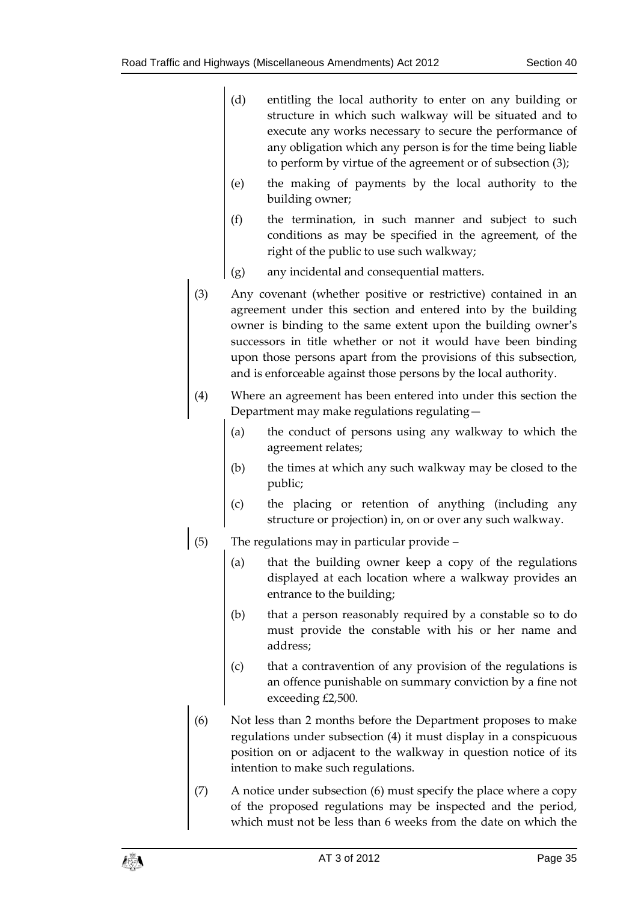(d) entitling the local authority to enter on any building or structure in which such walkway will be situated and to execute any works necessary to secure the performance of any obligation which any person is for the time being liable to perform by virtue of the agreement or of subsection (3);

(e) the making of payments by the local authority to the building owner;

(f) the termination, in such manner and subject to such conditions as may be specified in the agreement, of the right of the public to use such walkway;

(g) any incidental and consequential matters.

(3) Any covenant (whether positive or restrictive) contained in an agreement under this section and entered into by the building owner is binding to the same extent upon the building owner's successors in title whether or not it would have been binding upon those persons apart from the provisions of this subsection, and is enforceable against those persons by the local authority.

(4) Where an agreement has been entered into under this section the Department may make regulations regulating—

(a) the conduct of persons using any walkway to which the agreement relates;

(b) the times at which any such walkway may be closed to the public;

(c) the placing or retention of anything (including any structure or projection) in, on or over any such walkway.

(5) The regulations may in particular provide –

(a) that the building owner keep a copy of the regulations displayed at each location where a walkway provides an entrance to the building;

(b) that a person reasonably required by a constable so to do must provide the constable with his or her name and address;

(c) that a contravention of any provision of the regulations is an offence punishable on summary conviction by a fine not exceeding £2,500.

(6) Not less than 2 months before the Department proposes to make regulations under subsection (4) it must display in a conspicuous position on or adjacent to the walkway in question notice of its intention to make such regulations.

(7) A notice under subsection (6) must specify the place where a copy of the proposed regulations may be inspected and the period, which must not be less than 6 weeks from the date on which the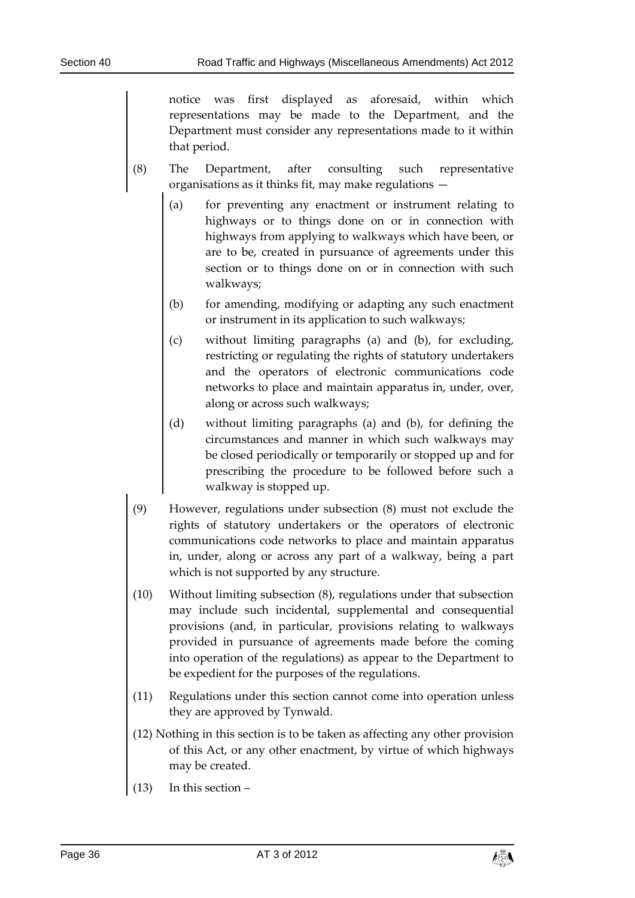notice was first displayed as aforesaid, within which representations may be made to the Department, and the Department must consider any representations made to it within that period.

(8) The Department, after consulting such representative organisations as it thinks fit, may make regulations —

(a) for preventing any enactment or instrument relating to highways or to things done on or in connection with highways from applying to walkways which have been, or are to be, created in pursuance of agreements under this section or to things done on or in connection with such walkways;

(b) for amending, modifying or adapting any such enactment or instrument in its application to such walkways;

(c) without limiting paragraphs (a) and (b), for excluding, restricting or regulating the rights of statutory undertakers and the operators of electronic communications code networks to place and maintain apparatus in, under, over, along or across such walkways;

(d) without limiting paragraphs (a) and (b), for defining the circumstances and manner in which such walkways may be closed periodically or temporarily or stopped up and for prescribing the procedure to be followed before such a walkway is stopped up.

(9) However, regulations under subsection (8) must not exclude the rights of statutory undertakers or the operators of electronic communications code networks to place and maintain apparatus in, under, along or across any part of a walkway, being a part which is not supported by any structure.

(10) Without limiting subsection (8), regulations under that subsection may include such incidental, supplemental and consequential provisions (and, in particular, provisions relating to walkways provided in pursuance of agreements made before the coming into operation of the regulations) as appear to the Department to be expedient for the purposes of the regulations.

(11) Regulations under this section cannot come into operation unless they are approved by Tynwald.

(12) Nothing in this section is to be taken as affecting any other provision of this Act, or any other enactment, by virtue of which highways may be created.

(13) In this section –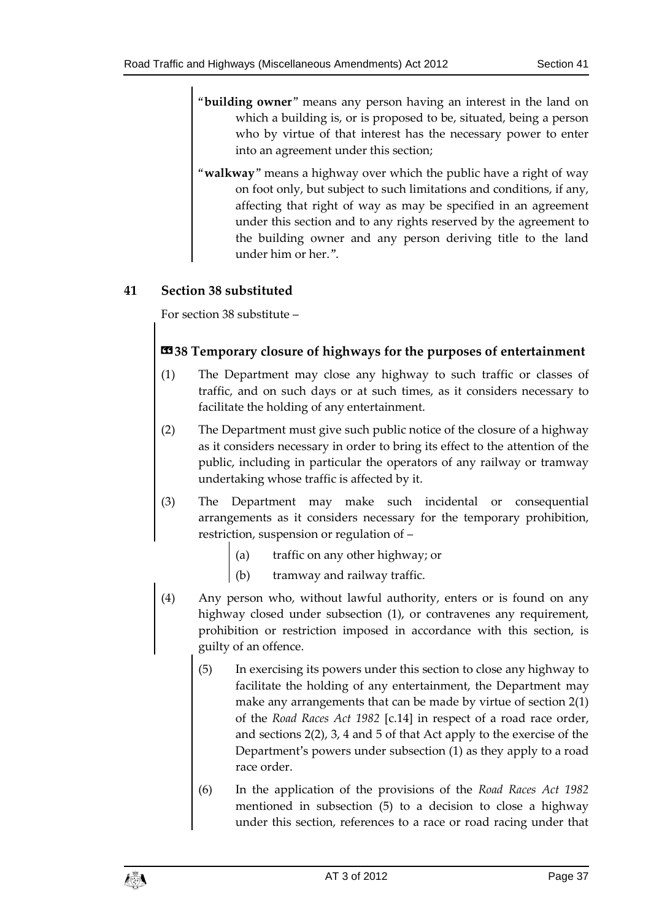"**building owner**" means any person having an interest in the land on which a building is, or is proposed to be, situated, being a person who by virtue of that interest has the necessary power to enter into an agreement under this section;

"**walkway**" means a highway over which the public have a right of way on foot only, but subject to such limitations and conditions, if any, affecting that right of way as may be specified in an agreement under this section and to any rights reserved by the agreement to the building owner and any person deriving title to the land under him or her.".

## 41 Section 38 substituted

For section 38 substitute –

### «38 Temporary closure of highways for the purposes of entertainment

(1) The Department may close any highway to such traffic or classes of traffic, and on such days or at such times, as it considers necessary to facilitate the holding of any entertainment.

(2) The Department must give such public notice of the closure of a highway as it considers necessary in order to bring its effect to the attention of the public, including in particular the operators of any railway or tramway undertaking whose traffic is affected by it.

(3) The Department may make such incidental or consequential arrangements as it considers necessary for the temporary prohibition, restriction, suspension or regulation of –

(a) traffic on any other highway; or

(b) tramway and railway traffic.

(4) Any person who, without lawful authority, enters or is found on any highway closed under subsection (1), or contravenes any requirement, prohibition or restriction imposed in accordance with this section, is guilty of an offence.

(5) In exercising its powers under this section to close any highway to facilitate the holding of any entertainment, the Department may make any arrangements that can be made by virtue of section 2(1) of the *Road Races Act 1982* [c.14] in respect of a road race order, and sections 2(2), 3, 4 and 5 of that Act apply to the exercise of the Department's powers under subsection (1) as they apply to a road race order.

(6) In the application of the provisions of the *Road Races Act 1982* mentioned in subsection (5) to a decision to close a highway under this section, references to a race or road racing under that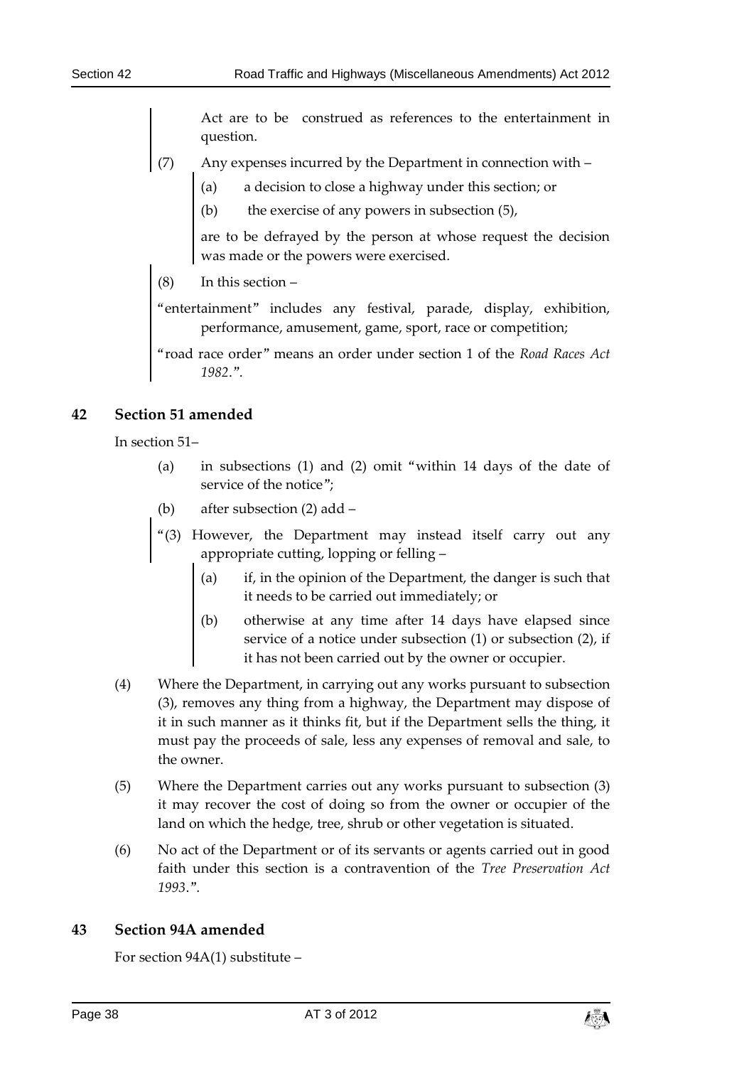Act are to be construed as references to the entertainment in question.

(7) Any expenses incurred by the Department in connection with –

(a) a decision to close a highway under this section; or

(b) the exercise of any powers in subsection (5),

are to be defrayed by the person at whose request the decision was made or the powers were exercised.

(8) In this section –

"entertainment" includes any festival, parade, display, exhibition, performance, amusement, game, sport, race or competition;

"road race order" means an order under section 1 of the *Road Races Act 1982*.".

## 42 Section 51 amended

In section 51–

(a) in subsections (1) and (2) omit "within 14 days of the date of service of the notice";

(b) after subsection (2) add –

"(3) However, the Department may instead itself carry out any appropriate cutting, lopping or felling –

(a) if, in the opinion of the Department, the danger is such that it needs to be carried out immediately; or

(b) otherwise at any time after 14 days have elapsed since service of a notice under subsection (1) or subsection (2), if it has not been carried out by the owner or occupier.

(4) Where the Department, in carrying out any works pursuant to subsection (3), removes any thing from a highway, the Department may dispose of it in such manner as it thinks fit, but if the Department sells the thing, it must pay the proceeds of sale, less any expenses of removal and sale, to the owner.

(5) Where the Department carries out any works pursuant to subsection (3) it may recover the cost of doing so from the owner or occupier of the land on which the hedge, tree, shrub or other vegetation is situated.

(6) No act of the Department or of its servants or agents carried out in good faith under this section is a contravention of the *Tree Preservation Act 1993*.".

## 43 Section 94A amended

For section 94A(1) substitute –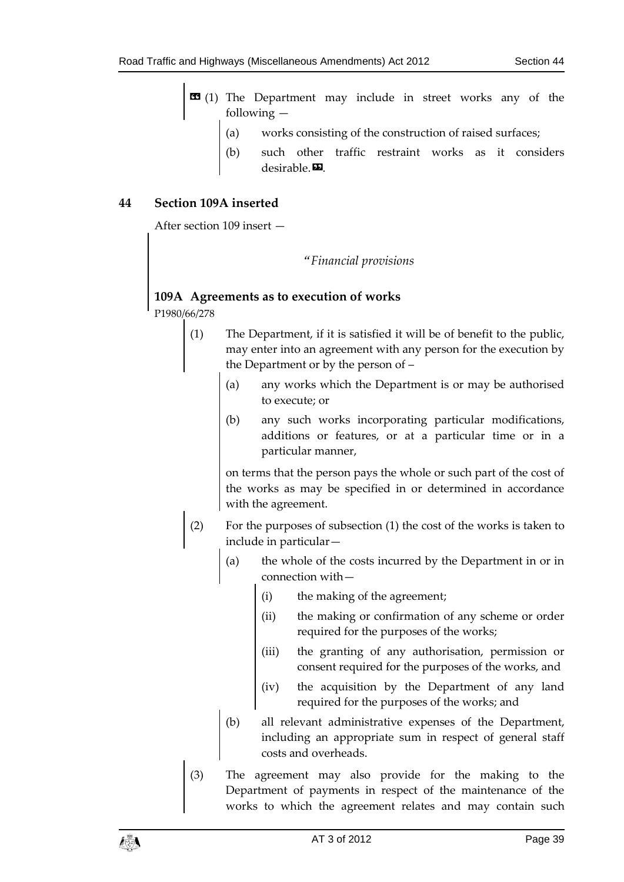❝ (1) The Department may include in street works any of the following —

(a) works consisting of the construction of raised surfaces;

(b) such other traffic restraint works as it considers desirable.❞.

## 44 Section 109A inserted

After section 109 insert —

*"Financial provisions*

### 109A Agreements as to execution of works

P1980/66/278

(1) The Department, if it is satisfied it will be of benefit to the public, may enter into an agreement with any person for the execution by the Department or by the person of –

(a) any works which the Department is or may be authorised to execute; or

(b) any such works incorporating particular modifications, additions or features, or at a particular time or in a particular manner,

on terms that the person pays the whole or such part of the cost of the works as may be specified in or determined in accordance with the agreement.

(2) For the purposes of subsection (1) the cost of the works is taken to include in particular—

(a) the whole of the costs incurred by the Department in or in connection with—

(i) the making of the agreement;

(ii) the making or confirmation of any scheme or order required for the purposes of the works;

(iii) the granting of any authorisation, permission or consent required for the purposes of the works, and

(iv) the acquisition by the Department of any land required for the purposes of the works; and

(b) all relevant administrative expenses of the Department, including an appropriate sum in respect of general staff costs and overheads.

(3) The agreement may also provide for the making to the Department of payments in respect of the maintenance of the works to which the agreement relates and may contain such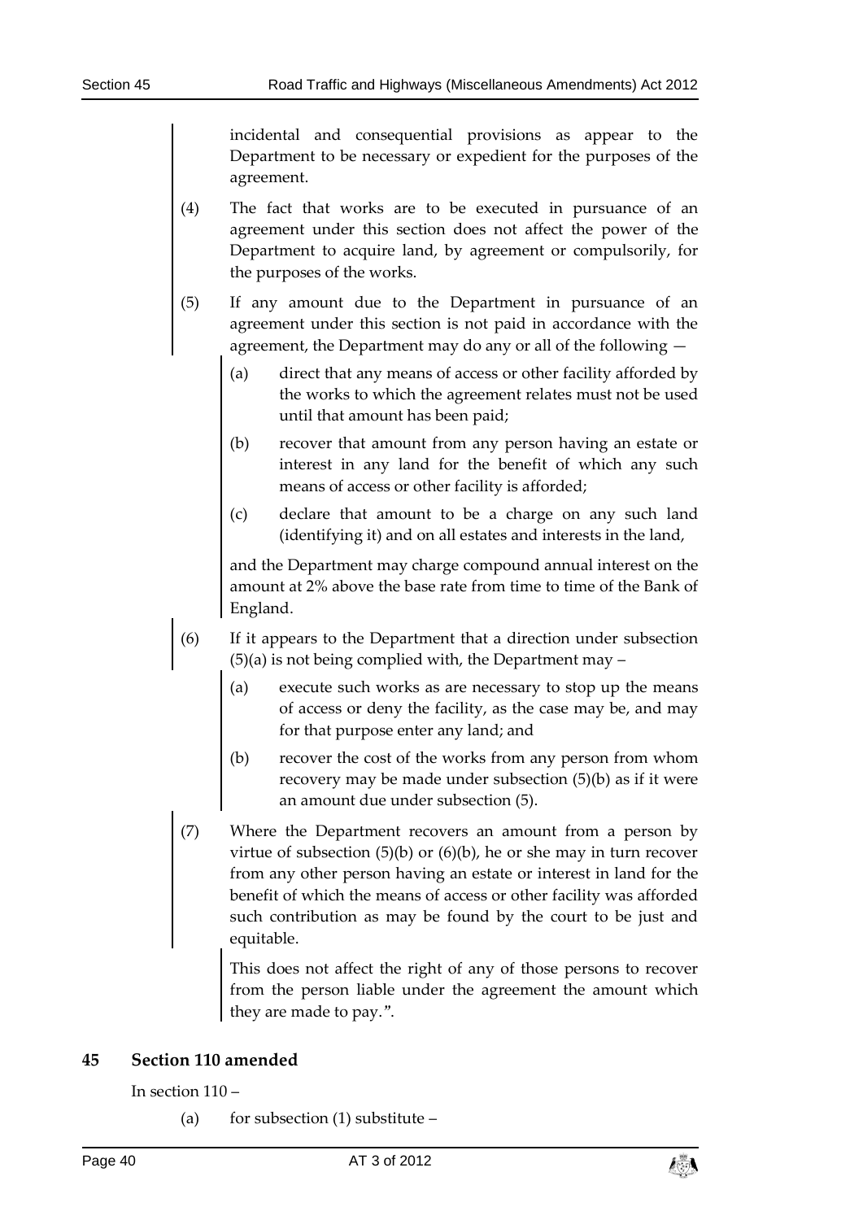incidental and consequential provisions as appear to the Department to be necessary or expedient for the purposes of the agreement.

(4) The fact that works are to be executed in pursuance of an agreement under this section does not affect the power of the Department to acquire land, by agreement or compulsorily, for the purposes of the works.

(5) If any amount due to the Department in pursuance of an agreement under this section is not paid in accordance with the agreement, the Department may do any or all of the following —

(a) direct that any means of access or other facility afforded by the works to which the agreement relates must not be used until that amount has been paid;

(b) recover that amount from any person having an estate or interest in any land for the benefit of which any such means of access or other facility is afforded;

(c) declare that amount to be a charge on any such land (identifying it) and on all estates and interests in the land,

and the Department may charge compound annual interest on the amount at 2% above the base rate from time to time of the Bank of England.

(6) If it appears to the Department that a direction under subsection (5)(a) is not being complied with, the Department may –

(a) execute such works as are necessary to stop up the means of access or deny the facility, as the case may be, and may for that purpose enter any land; and

(b) recover the cost of the works from any person from whom recovery may be made under subsection (5)(b) as if it were an amount due under subsection (5).

(7) Where the Department recovers an amount from a person by virtue of subsection (5)(b) or (6)(b), he or she may in turn recover from any other person having an estate or interest in land for the benefit of which the means of access or other facility was afforded such contribution as may be found by the court to be just and equitable.

This does not affect the right of any of those persons to recover from the person liable under the agreement the amount which they are made to pay.".

## 45 Section 110 amended

In section 110 –

(a) for subsection (1) substitute –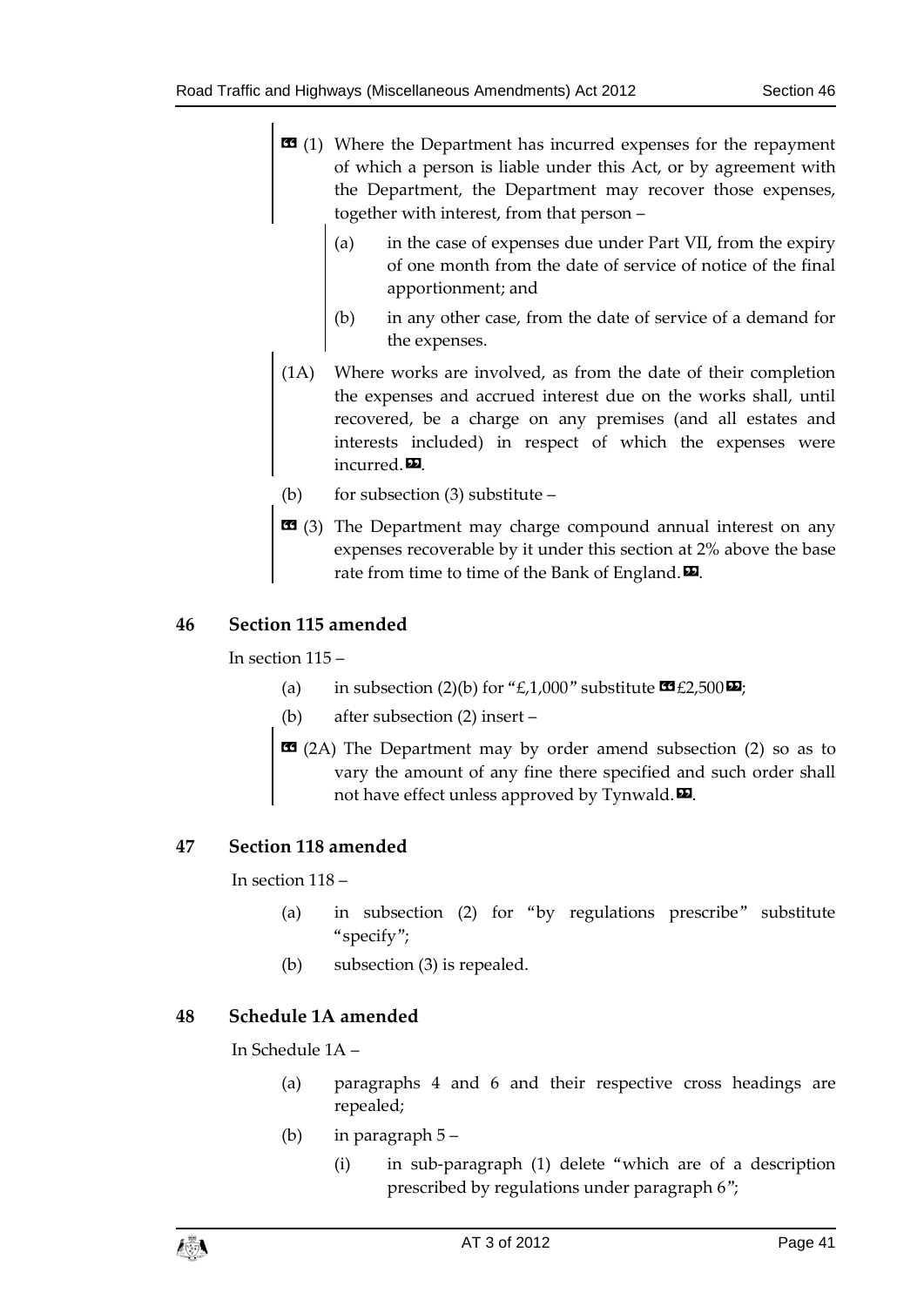«(1) Where the Department has incurred expenses for the repayment of which a person is liable under this Act, or by agreement with the Department, the Department may recover those expenses, together with interest, from that person –

(a) in the case of expenses due under Part VII, from the expiry of one month from the date of service of notice of the final apportionment; and

(b) in any other case, from the date of service of a demand for the expenses.

(1A) Where works are involved, as from the date of their completion the expenses and accrued interest due on the works shall, until recovered, be a charge on any premises (and all estates and interests included) in respect of which the expenses were incurred.».

(b) for subsection (3) substitute –

«(3) The Department may charge compound annual interest on any expenses recoverable by it under this section at 2% above the base rate from time to time of the Bank of England.».

## 46 Section 115 amended

In section 115 –

(a) in subsection (2)(b) for "£1,000" substitute «£2,500»;

(b) after subsection (2) insert –

«(2A) The Department may by order amend subsection (2) so as to vary the amount of any fine there specified and such order shall not have effect unless approved by Tynwald.».

## 47 Section 118 amended

In section 118 –

(a) in subsection (2) for "by regulations prescribe" substitute "specify";

(b) subsection (3) is repealed.

## 48 Schedule 1A amended

In Schedule 1A –

(a) paragraphs 4 and 6 and their respective cross headings are repealed;

(b) in paragraph 5 –

(i) in sub-paragraph (1) delete "which are of a description prescribed by regulations under paragraph 6";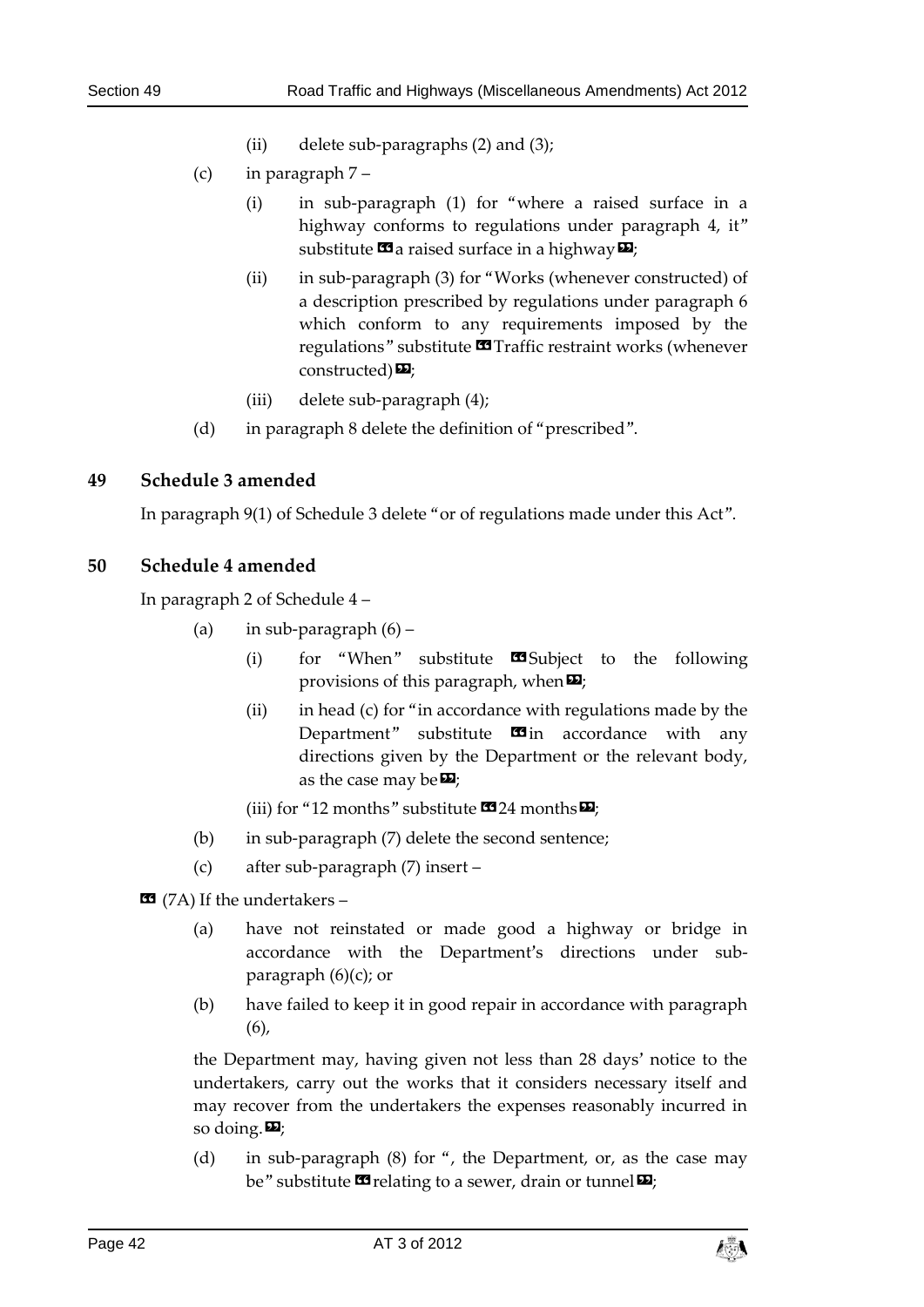(ii) delete sub-paragraphs (2) and (3);

(c) in paragraph 7 –

(i) in sub-paragraph (1) for "where a raised surface in a highway conforms to regulations under paragraph 4, it" substitute «a raised surface in a highway»;

(ii) in sub-paragraph (3) for "Works (whenever constructed) of a description prescribed by regulations under paragraph 6 which conform to any requirements imposed by the regulations" substitute «Traffic restraint works (whenever constructed)»;

(iii) delete sub-paragraph (4);

(d) in paragraph 8 delete the definition of "prescribed".

## 49 Schedule 3 amended

In paragraph 9(1) of Schedule 3 delete "or of regulations made under this Act".

## 50 Schedule 4 amended

In paragraph 2 of Schedule 4 –

(a) in sub-paragraph (6) –

(i) for "When" substitute «Subject to the following provisions of this paragraph, when»;

(ii) in head (c) for "in accordance with regulations made by the Department" substitute «in accordance with any directions given by the Department or the relevant body, as the case may be»;

(iii) for "12 months" substitute «24 months»;

(b) in sub-paragraph (7) delete the second sentence;

(c) after sub-paragraph (7) insert –

«(7A) If the undertakers –

(a) have not reinstated or made good a highway or bridge in accordance with the Department's directions under sub-paragraph (6)(c); or

(b) have failed to keep it in good repair in accordance with paragraph (6),

the Department may, having given not less than 28 days' notice to the undertakers, carry out the works that it considers necessary itself and may recover from the undertakers the expenses reasonably incurred in so doing.»;

(d) in sub-paragraph (8) for ", the Department, or, as the case may be" substitute «relating to a sewer, drain or tunnel»;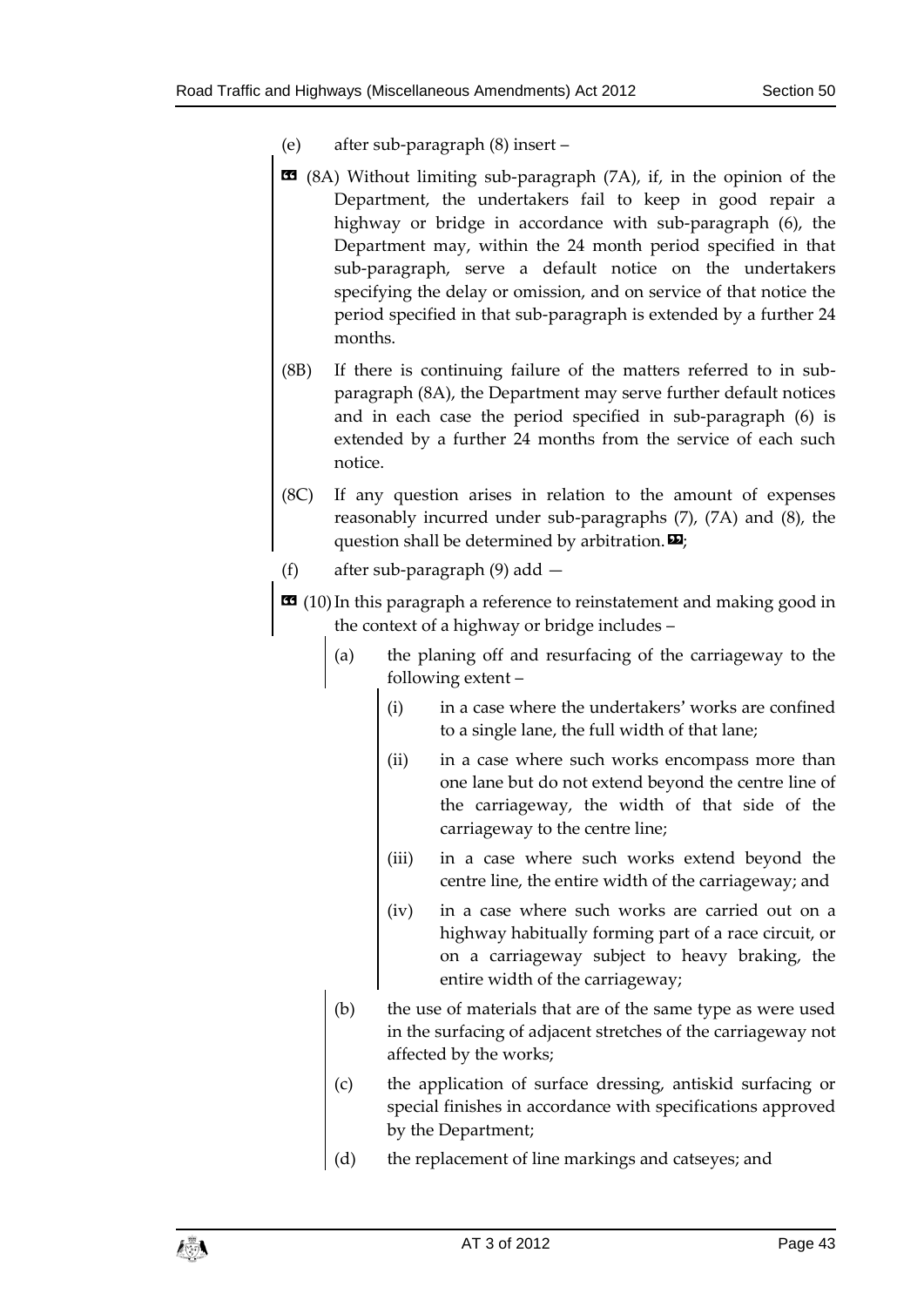(e) after sub-paragraph (8) insert –

"(8A) Without limiting sub-paragraph (7A), if, in the opinion of the Department, the undertakers fail to keep in good repair a highway or bridge in accordance with sub-paragraph (6), the Department may, within the 24 month period specified in that sub-paragraph, serve a default notice on the undertakers specifying the delay or omission, and on service of that notice the period specified in that sub-paragraph is extended by a further 24 months.

(8B) If there is continuing failure of the matters referred to in sub-paragraph (8A), the Department may serve further default notices and in each case the period specified in sub-paragraph (6) is extended by a further 24 months from the service of each such notice.

(8C) If any question arises in relation to the amount of expenses reasonably incurred under sub-paragraphs (7), (7A) and (8), the question shall be determined by arbitration.";

(f) after sub-paragraph (9) add —

"(10) In this paragraph a reference to reinstatement and making good in the context of a highway or bridge includes –

- (a) the planing off and resurfacing of the carriageway to the following extent –
  - (i) in a case where the undertakers' works are confined to a single lane, the full width of that lane;
  - (ii) in a case where such works encompass more than one lane but do not extend beyond the centre line of the carriageway, the width of that side of the carriageway to the centre line;
  - (iii) in a case where such works extend beyond the centre line, the entire width of the carriageway; and
  - (iv) in a case where such works are carried out on a highway habitually forming part of a race circuit, or on a carriageway subject to heavy braking, the entire width of the carriageway;
- (b) the use of materials that are of the same type as were used in the surfacing of adjacent stretches of the carriageway not affected by the works;
- (c) the application of surface dressing, antiskid surfacing or special finishes in accordance with specifications approved by the Department;
- (d) the replacement of line markings and catseyes; and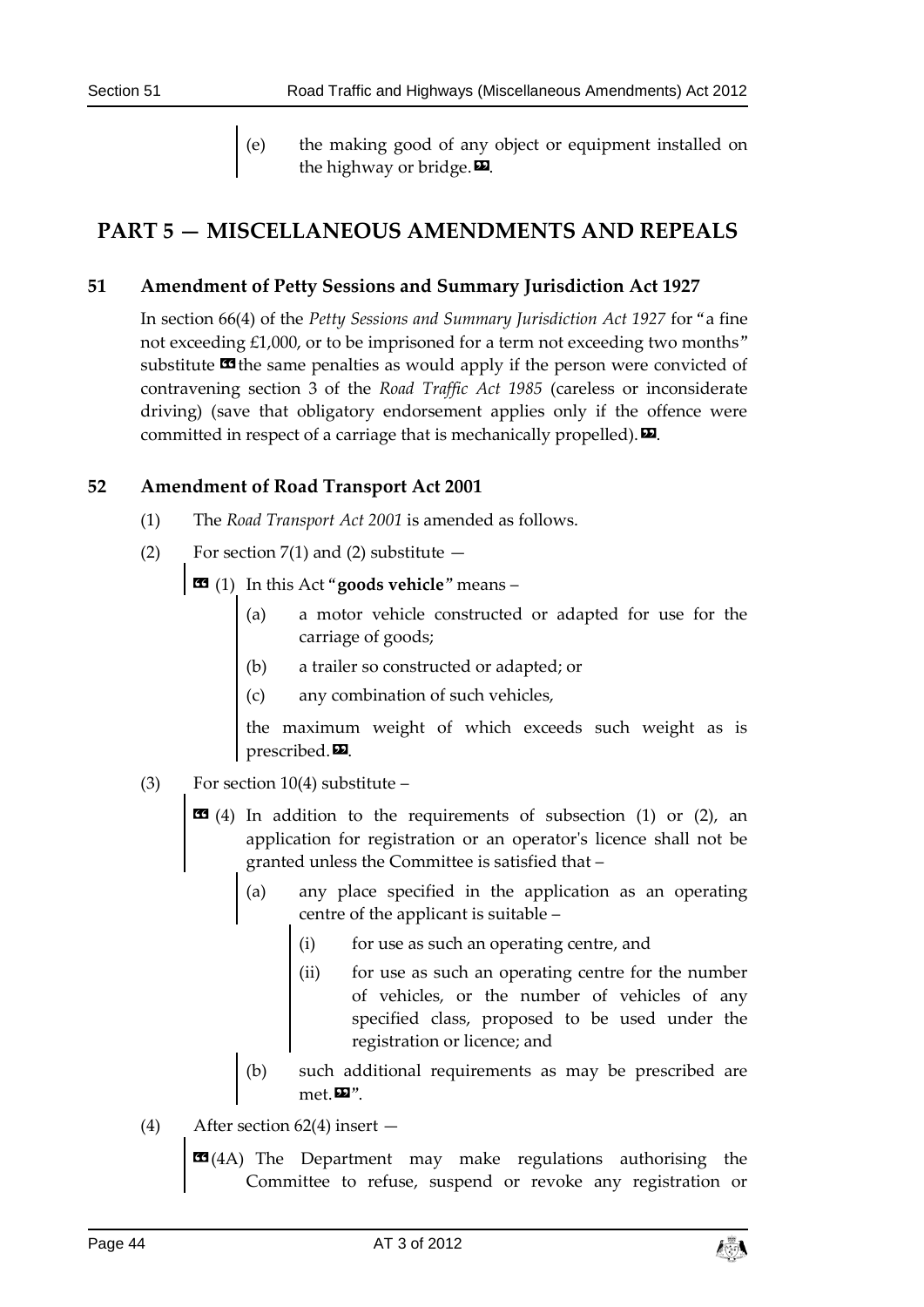(e) the making good of any object or equipment installed on the highway or bridge. ».

## PART 5 — MISCELLANEOUS AMENDMENTS AND REPEALS

### 51 Amendment of Petty Sessions and Summary Jurisdiction Act 1927

In section 66(4) of the *Petty Sessions and Summary Jurisdiction Act 1927* for "a fine not exceeding £1,000, or to be imprisoned for a term not exceeding two months" substitute « the same penalties as would apply if the person were convicted of contravening section 3 of the *Road Traffic Act 1985* (careless or inconsiderate driving) (save that obligatory endorsement applies only if the offence were committed in respect of a carriage that is mechanically propelled). ».

### 52 Amendment of Road Transport Act 2001

(1) The *Road Transport Act 2001* is amended as follows.

(2) For section 7(1) and (2) substitute —

« (1) In this Act "**goods vehicle**" means –

(a) a motor vehicle constructed or adapted for use for the carriage of goods;

(b) a trailer so constructed or adapted; or

(c) any combination of such vehicles,

the maximum weight of which exceeds such weight as is prescribed. ».

(3) For section 10(4) substitute –

« (4) In addition to the requirements of subsection (1) or (2), an application for registration or an operator's licence shall not be granted unless the Committee is satisfied that –

(a) any place specified in the application as an operating centre of the applicant is suitable –

(i) for use as such an operating centre, and

(ii) for use as such an operating centre for the number of vehicles, or the number of vehicles of any specified class, proposed to be used under the registration or licence; and

(b) such additional requirements as may be prescribed are met. »".

(4) After section 62(4) insert —

« (4A) The Department may make regulations authorising the Committee to refuse, suspend or revoke any registration or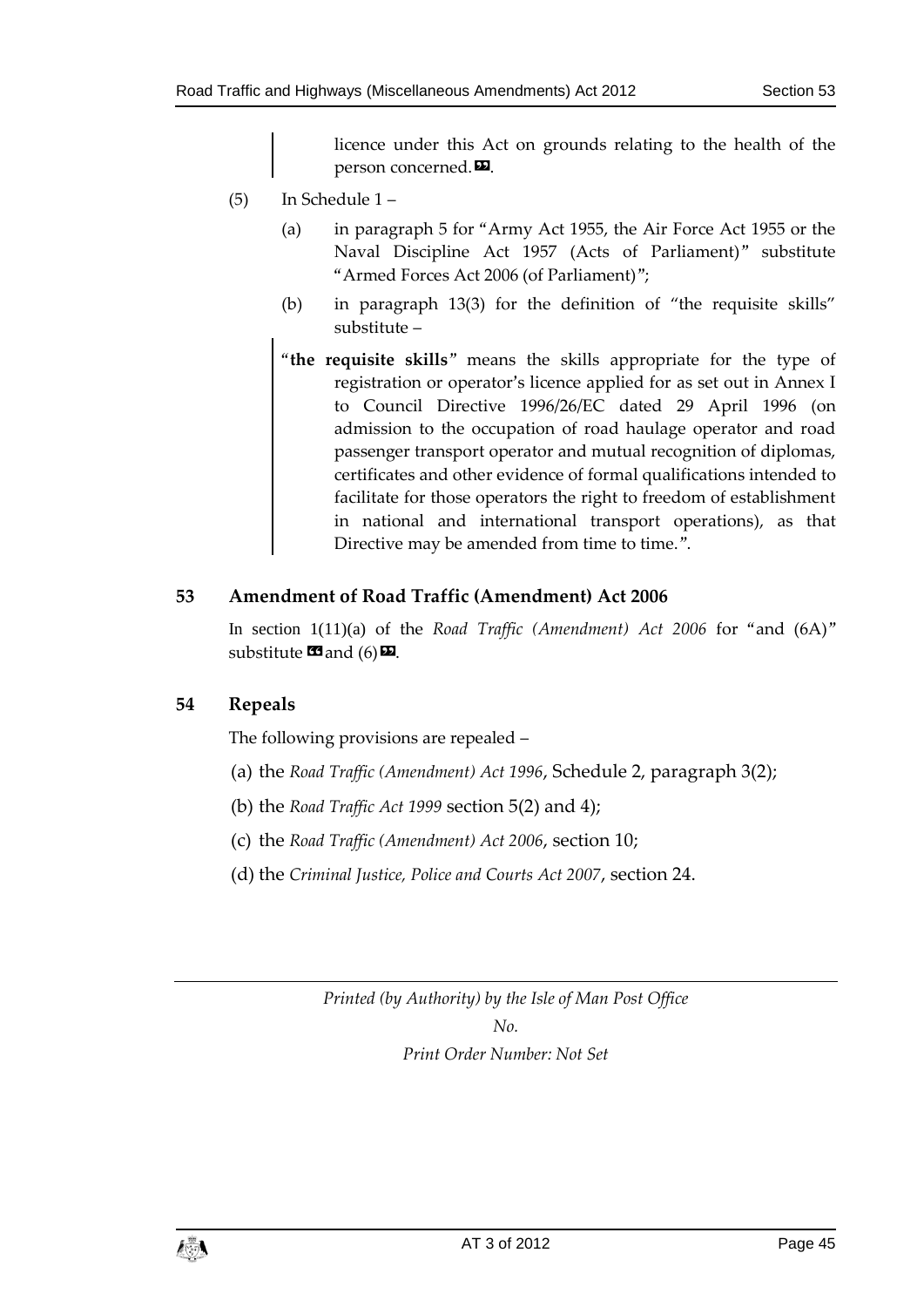licence under this Act on grounds relating to the health of the person concerned.”.

(5) In Schedule 1 –

(a) in paragraph 5 for "Army Act 1955, the Air Force Act 1955 or the Naval Discipline Act 1957 (Acts of Parliament)" substitute "Armed Forces Act 2006 (of Parliament)";

(b) in paragraph 13(3) for the definition of "the requisite skills" substitute –

"**the requisite skills**" means the skills appropriate for the type of registration or operator's licence applied for as set out in Annex I to Council Directive 1996/26/EC dated 29 April 1996 (on admission to the occupation of road haulage operator and road passenger transport operator and mutual recognition of diplomas, certificates and other evidence of formal qualifications intended to facilitate for those operators the right to freedom of establishment in national and international transport operations), as that Directive may be amended from time to time.".

## 53 Amendment of Road Traffic (Amendment) Act 2006

In section 1(11)(a) of the *Road Traffic (Amendment) Act 2006* for "and (6A)" substitute "and (6)".

## 54 Repeals

The following provisions are repealed –

(a) the *Road Traffic (Amendment) Act 1996*, Schedule 2, paragraph 3(2);

(b) the *Road Traffic Act 1999* section 5(2) and 4);

(c) the *Road Traffic (Amendment) Act 2006*, section 10;

(d) the *Criminal Justice, Police and Courts Act 2007*, section 24.

*Printed (by Authority) by the Isle of Man Post Office*

*No.*

*Print Order Number: Not Set*